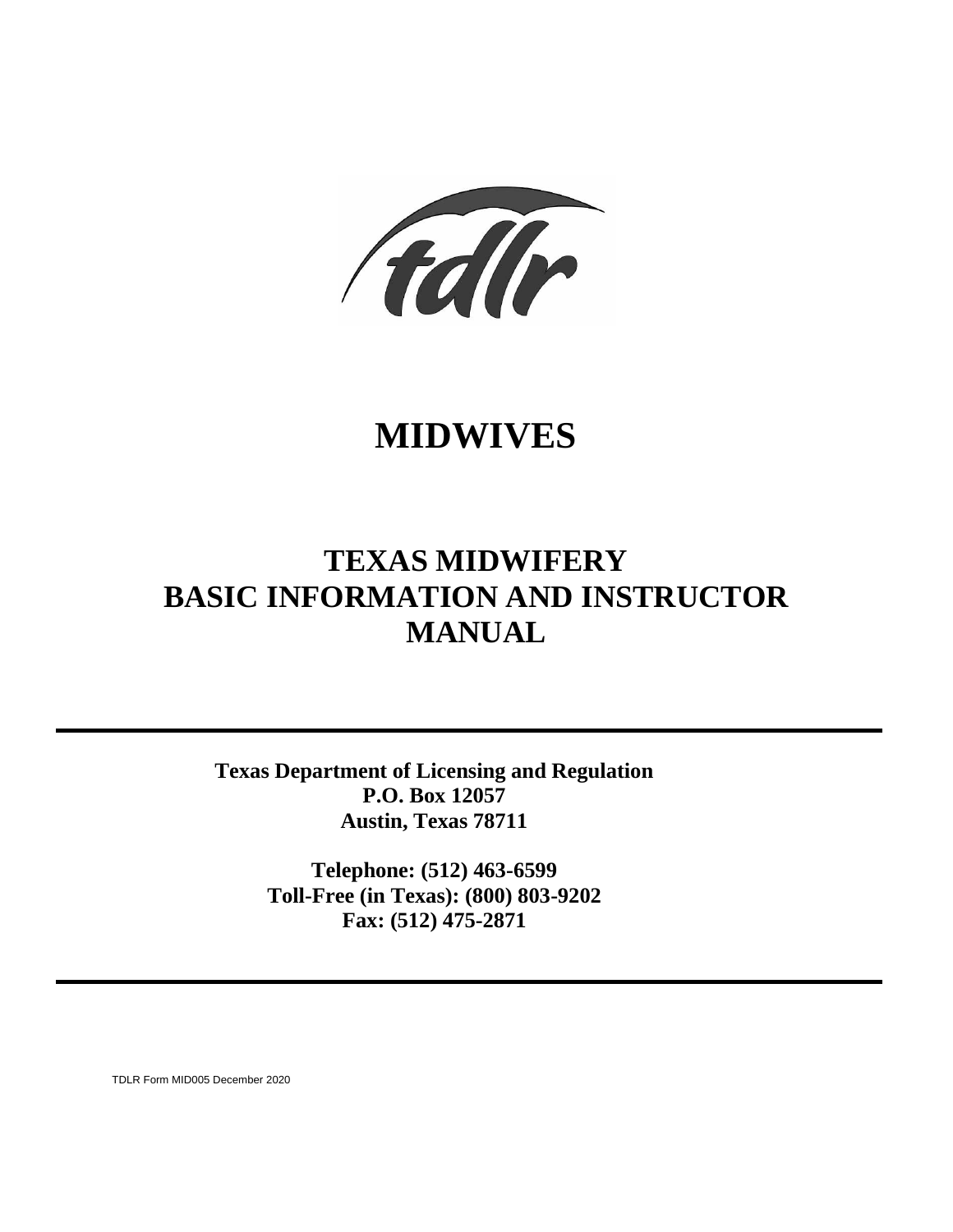tdlr

# MIDWIVES

## TEXAS MIDWIFERY BASIC INFORMATION AND INSTRUCTOR MANUAL

---

**Texas Department of Licensing and Regulation**
**P.O. Box 12057**
**Austin, Texas 78711**

**Telephone: (512) 463-6599**
**Toll-Free (in Texas): (800) 803-9202**
**Fax: (512) 475-2871**

---

TDLR Form MID005 December 2020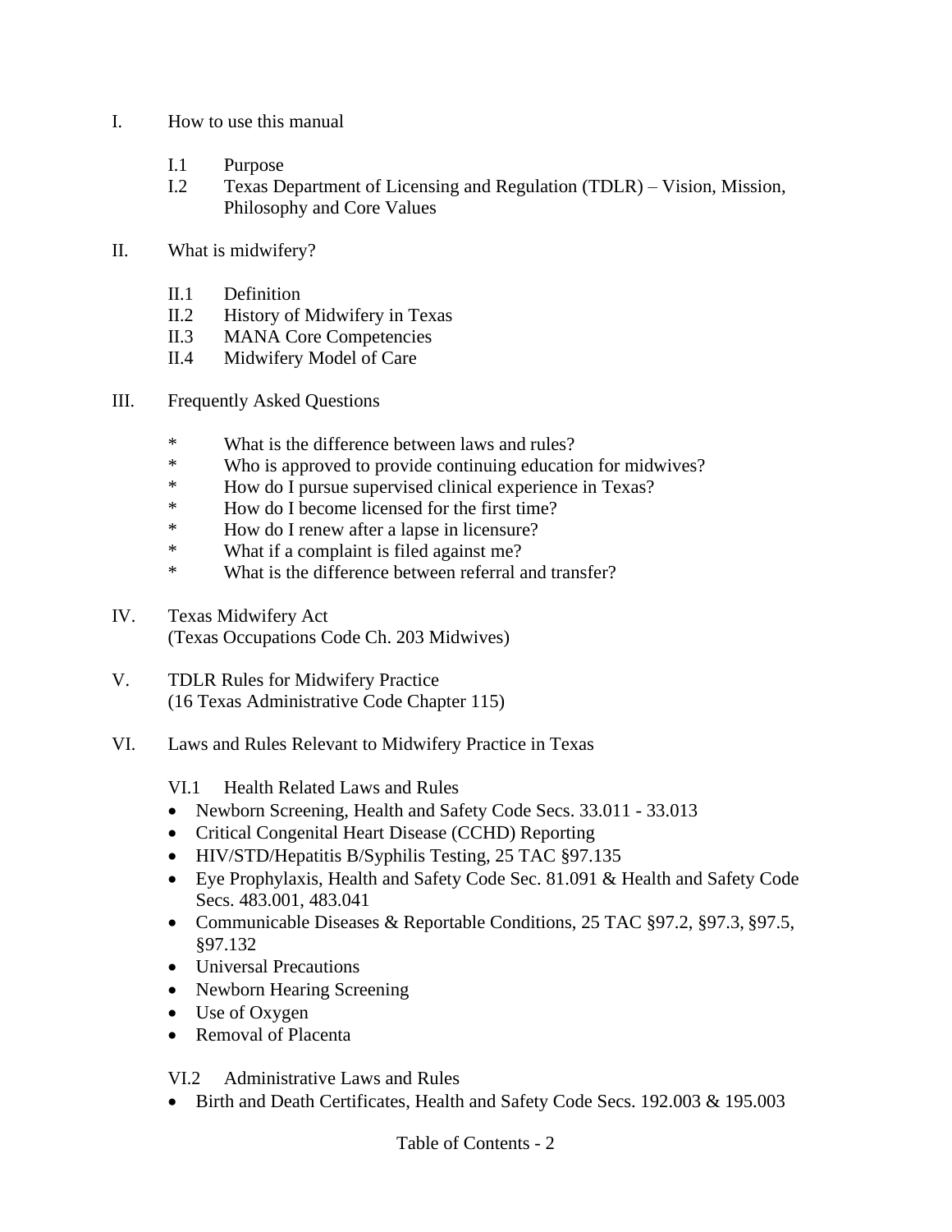I. How to use this manual

- I.1 Purpose
- I.2 Texas Department of Licensing and Regulation (TDLR) – Vision, Mission, Philosophy and Core Values

II. What is midwifery?

- II.1 Definition
- II.2 History of Midwifery in Texas
- II.3 MANA Core Competencies
- II.4 Midwifery Model of Care

III. Frequently Asked Questions

- * What is the difference between laws and rules?
- * Who is approved to provide continuing education for midwives?
- * How do I pursue supervised clinical experience in Texas?
- * How do I become licensed for the first time?
- * How do I renew after a lapse in licensure?
- * What if a complaint is filed against me?
- * What is the difference between referral and transfer?

IV. Texas Midwifery Act
(Texas Occupations Code Ch. 203 Midwives)

V. TDLR Rules for Midwifery Practice
(16 Texas Administrative Code Chapter 115)

VI. Laws and Rules Relevant to Midwifery Practice in Texas

VI.1 Health Related Laws and Rules

- Newborn Screening, Health and Safety Code Secs. 33.011 - 33.013
- Critical Congenital Heart Disease (CCHD) Reporting
- HIV/STD/Hepatitis B/Syphilis Testing, 25 TAC §97.135
- Eye Prophylaxis, Health and Safety Code Sec. 81.091 & Health and Safety Code Secs. 483.001, 483.041
- Communicable Diseases & Reportable Conditions, 25 TAC §97.2, §97.3, §97.5, §97.132
- Universal Precautions
- Newborn Hearing Screening
- Use of Oxygen
- Removal of Placenta

VI.2 Administrative Laws and Rules

- Birth and Death Certificates, Health and Safety Code Secs. 192.003 & 195.003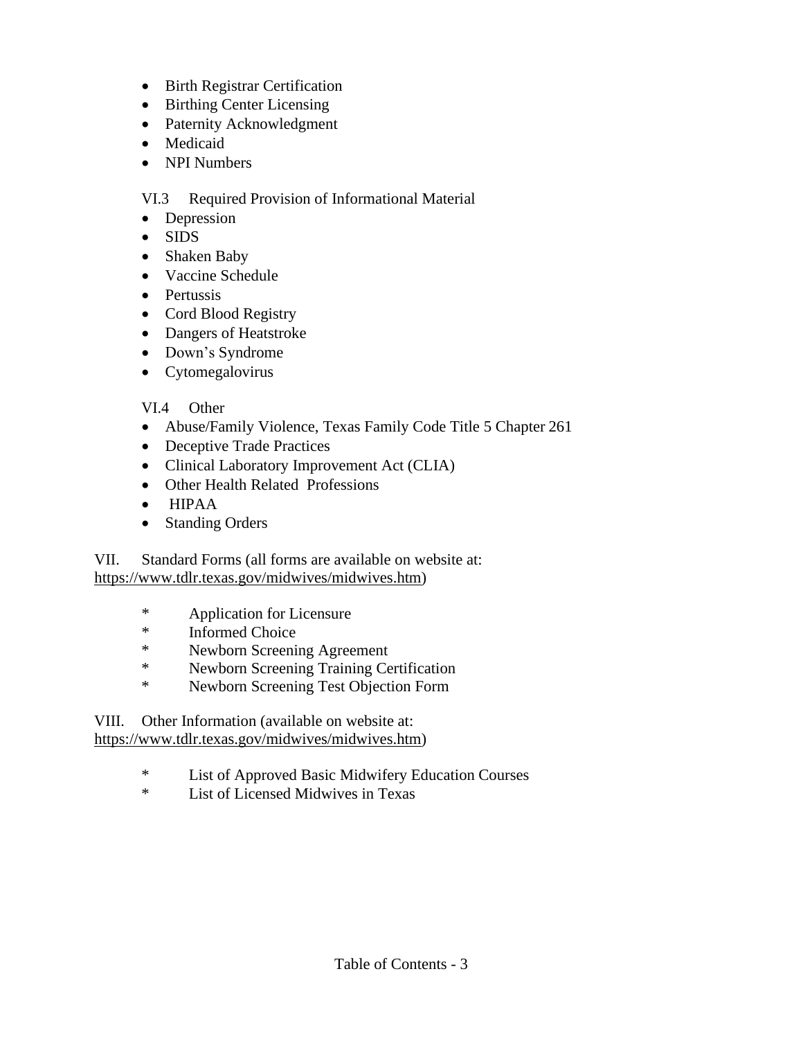- Birth Registrar Certification
- Birthing Center Licensing
- Paternity Acknowledgment
- Medicaid
- NPI Numbers

VI.3 Required Provision of Informational Material

- Depression
- SIDS
- Shaken Baby
- Vaccine Schedule
- Pertussis
- Cord Blood Registry
- Dangers of Heatstroke
- Down's Syndrome
- Cytomegalovirus

VI.4 Other

- Abuse/Family Violence, Texas Family Code Title 5 Chapter 261
- Deceptive Trade Practices
- Clinical Laboratory Improvement Act (CLIA)
- Other Health Related Professions
- HIPAA
- Standing Orders

VII. Standard Forms (all forms are available on website at: https://www.tdlr.texas.gov/midwives/midwives.htm)

- Application for Licensure
- Informed Choice
- Newborn Screening Agreement
- Newborn Screening Training Certification
- Newborn Screening Test Objection Form

VIII. Other Information (available on website at: https://www.tdlr.texas.gov/midwives/midwives.htm)

- List of Approved Basic Midwifery Education Courses
- List of Licensed Midwives in Texas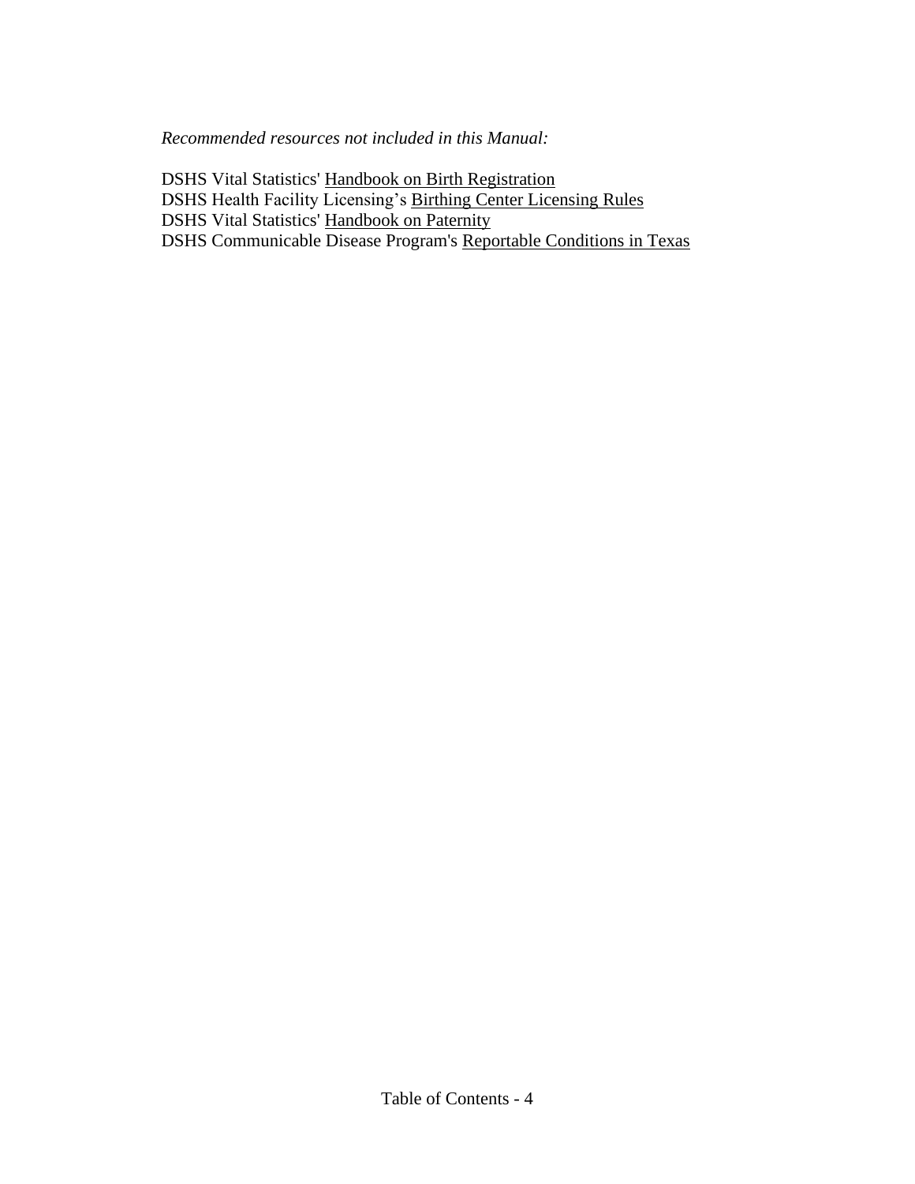*Recommended resources not included in this Manual:*

DSHS Vital Statistics' Handbook on Birth Registration
DSHS Health Facility Licensing's Birthing Center Licensing Rules
DSHS Vital Statistics' Handbook on Paternity
DSHS Communicable Disease Program's Reportable Conditions in Texas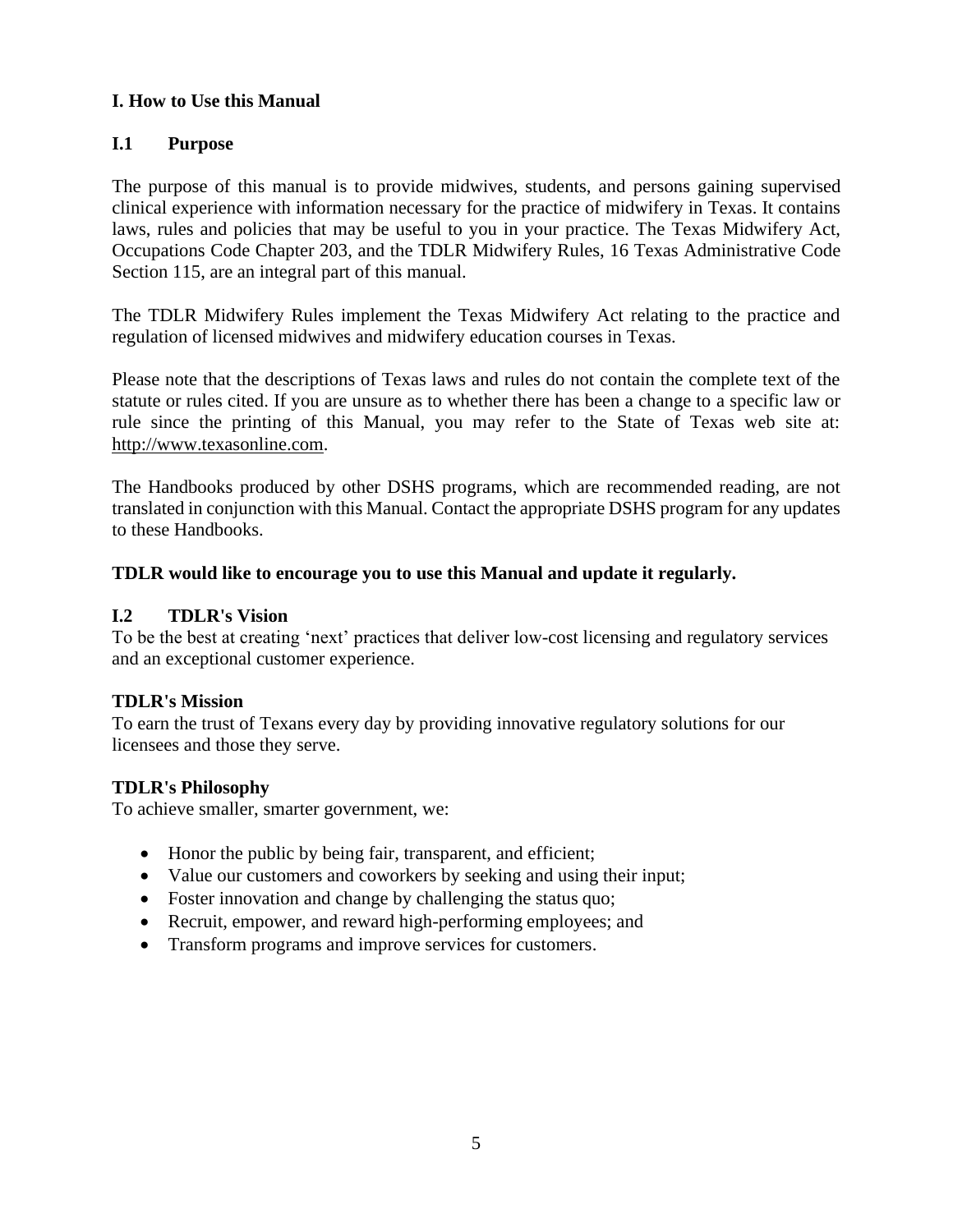## I. How to Use this Manual

### I.1 Purpose

The purpose of this manual is to provide midwives, students, and persons gaining supervised clinical experience with information necessary for the practice of midwifery in Texas. It contains laws, rules and policies that may be useful to you in your practice. The Texas Midwifery Act, Occupations Code Chapter 203, and the TDLR Midwifery Rules, 16 Texas Administrative Code Section 115, are an integral part of this manual.

The TDLR Midwifery Rules implement the Texas Midwifery Act relating to the practice and regulation of licensed midwives and midwifery education courses in Texas.

Please note that the descriptions of Texas laws and rules do not contain the complete text of the statute or rules cited. If you are unsure as to whether there has been a change to a specific law or rule since the printing of this Manual, you may refer to the State of Texas web site at: http://www.texasonline.com.

The Handbooks produced by other DSHS programs, which are recommended reading, are not translated in conjunction with this Manual. Contact the appropriate DSHS program for any updates to these Handbooks.

**TDLR would like to encourage you to use this Manual and update it regularly.**

### I.2 TDLR's Vision

To be the best at creating 'next' practices that deliver low-cost licensing and regulatory services and an exceptional customer experience.

**TDLR's Mission**

To earn the trust of Texans every day by providing innovative regulatory solutions for our licensees and those they serve.

**TDLR's Philosophy**

To achieve smaller, smarter government, we:

- Honor the public by being fair, transparent, and efficient;
- Value our customers and coworkers by seeking and using their input;
- Foster innovation and change by challenging the status quo;
- Recruit, empower, and reward high-performing employees; and
- Transform programs and improve services for customers.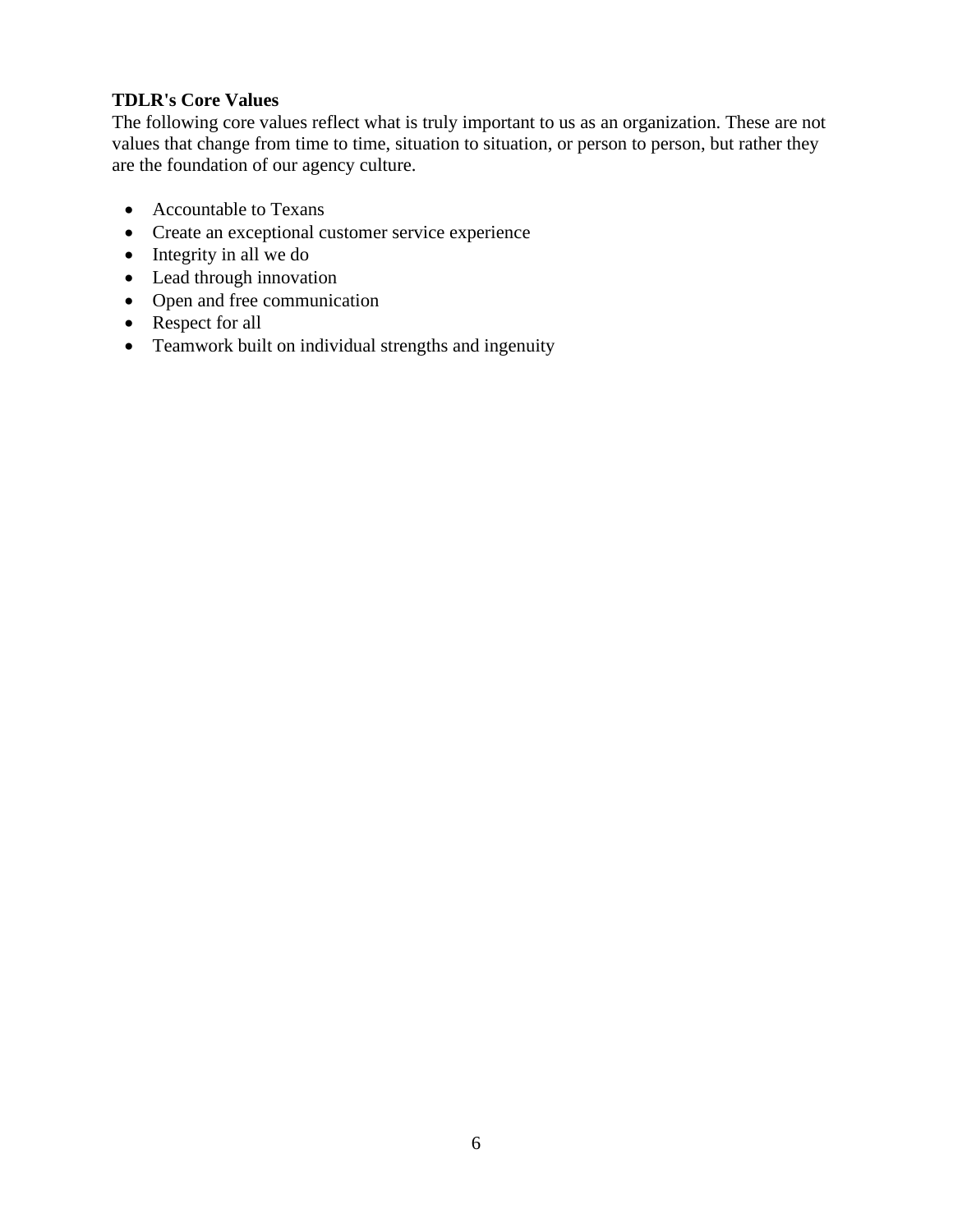**TDLR's Core Values**

The following core values reflect what is truly important to us as an organization. These are not values that change from time to time, situation to situation, or person to person, but rather they are the foundation of our agency culture.

- Accountable to Texans
- Create an exceptional customer service experience
- Integrity in all we do
- Lead through innovation
- Open and free communication
- Respect for all
- Teamwork built on individual strengths and ingenuity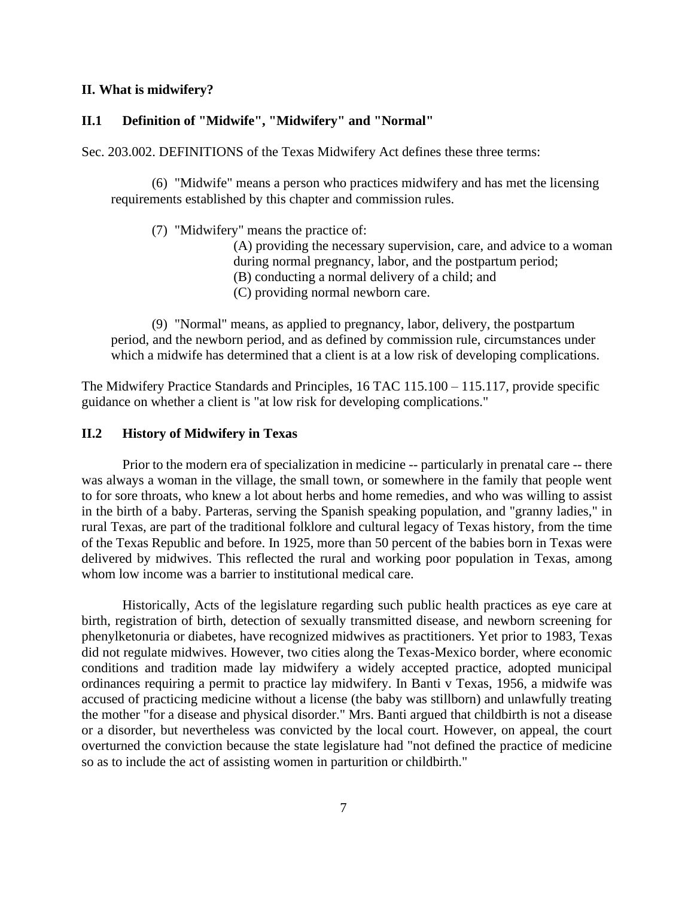## II. What is midwifery?

### II.1 Definition of "Midwife", "Midwifery" and "Normal"

Sec. 203.002. DEFINITIONS of the Texas Midwifery Act defines these three terms:

> (6) "Midwife" means a person who practices midwifery and has met the licensing requirements established by this chapter and commission rules.
>
> (7) "Midwifery" means the practice of:
>
> (A) providing the necessary supervision, care, and advice to a woman during normal pregnancy, labor, and the postpartum period;
>
> (B) conducting a normal delivery of a child; and
>
> (C) providing normal newborn care.
>
> (9) "Normal" means, as applied to pregnancy, labor, delivery, the postpartum period, and the newborn period, and as defined by commission rule, circumstances under which a midwife has determined that a client is at a low risk of developing complications.

The Midwifery Practice Standards and Principles, 16 TAC 115.100 – 115.117, provide specific guidance on whether a client is "at low risk for developing complications."

### II.2 History of Midwifery in Texas

Prior to the modern era of specialization in medicine -- particularly in prenatal care -- there was always a woman in the village, the small town, or somewhere in the family that people went to for sore throats, who knew a lot about herbs and home remedies, and who was willing to assist in the birth of a baby. Parteras, serving the Spanish speaking population, and "granny ladies," in rural Texas, are part of the traditional folklore and cultural legacy of Texas history, from the time of the Texas Republic and before. In 1925, more than 50 percent of the babies born in Texas were delivered by midwives. This reflected the rural and working poor population in Texas, among whom low income was a barrier to institutional medical care.

Historically, Acts of the legislature regarding such public health practices as eye care at birth, registration of birth, detection of sexually transmitted disease, and newborn screening for phenylketonuria or diabetes, have recognized midwives as practitioners. Yet prior to 1983, Texas did not regulate midwives. However, two cities along the Texas-Mexico border, where economic conditions and tradition made lay midwifery a widely accepted practice, adopted municipal ordinances requiring a permit to practice lay midwifery. In Banti v Texas, 1956, a midwife was accused of practicing medicine without a license (the baby was stillborn) and unlawfully treating the mother "for a disease and physical disorder." Mrs. Banti argued that childbirth is not a disease or a disorder, but nevertheless was convicted by the local court. However, on appeal, the court overturned the conviction because the state legislature had "not defined the practice of medicine so as to include the act of assisting women in parturition or childbirth."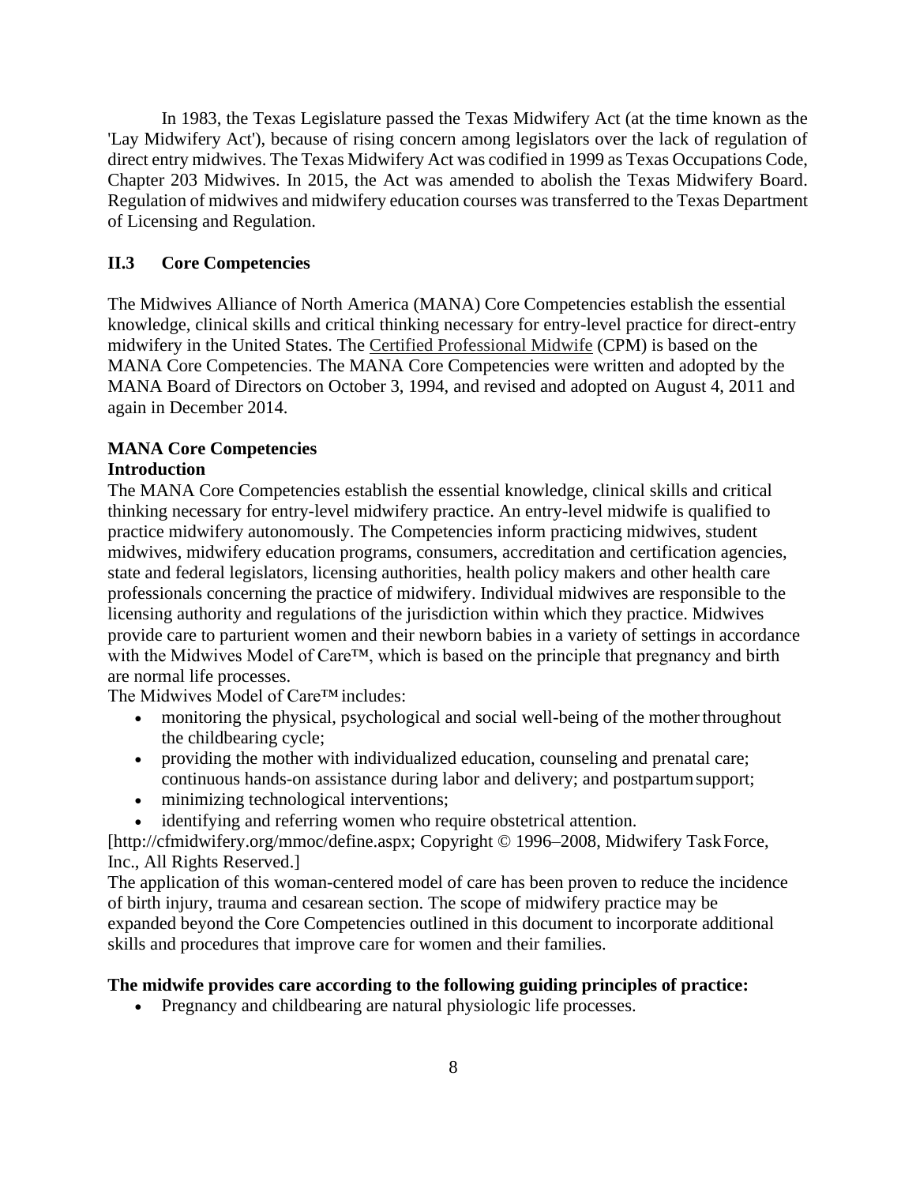In 1983, the Texas Legislature passed the Texas Midwifery Act (at the time known as the 'Lay Midwifery Act'), because of rising concern among legislators over the lack of regulation of direct entry midwives. The Texas Midwifery Act was codified in 1999 as Texas Occupations Code, Chapter 203 Midwives. In 2015, the Act was amended to abolish the Texas Midwifery Board. Regulation of midwives and midwifery education courses was transferred to the Texas Department of Licensing and Regulation.

## II.3 Core Competencies

The Midwives Alliance of North America (MANA) Core Competencies establish the essential knowledge, clinical skills and critical thinking necessary for entry-level practice for direct-entry midwifery in the United States. The Certified Professional Midwife (CPM) is based on the MANA Core Competencies. The MANA Core Competencies were written and adopted by the MANA Board of Directors on October 3, 1994, and revised and adopted on August 4, 2011 and again in December 2014.

### MANA Core Competencies

**Introduction**

The MANA Core Competencies establish the essential knowledge, clinical skills and critical thinking necessary for entry-level midwifery practice. An entry-level midwife is qualified to practice midwifery autonomously. The Competencies inform practicing midwives, student midwives, midwifery education programs, consumers, accreditation and certification agencies, state and federal legislators, licensing authorities, health policy makers and other health care professionals concerning the practice of midwifery. Individual midwives are responsible to the licensing authority and regulations of the jurisdiction within which they practice. Midwives provide care to parturient women and their newborn babies in a variety of settings in accordance with the Midwives Model of Care™, which is based on the principle that pregnancy and birth are normal life processes.

The Midwives Model of Care™ includes:

- monitoring the physical, psychological and social well-being of the mother throughout the childbearing cycle;
- providing the mother with individualized education, counseling and prenatal care; continuous hands-on assistance during labor and delivery; and postpartum support;
- minimizing technological interventions;
- identifying and referring women who require obstetrical attention.

[http://cfmidwifery.org/mmoc/define.aspx; Copyright © 1996–2008, Midwifery Task Force, Inc., All Rights Reserved.]

The application of this woman-centered model of care has been proven to reduce the incidence of birth injury, trauma and cesarean section. The scope of midwifery practice may be expanded beyond the Core Competencies outlined in this document to incorporate additional skills and procedures that improve care for women and their families.

**The midwife provides care according to the following guiding principles of practice:**

- Pregnancy and childbearing are natural physiologic life processes.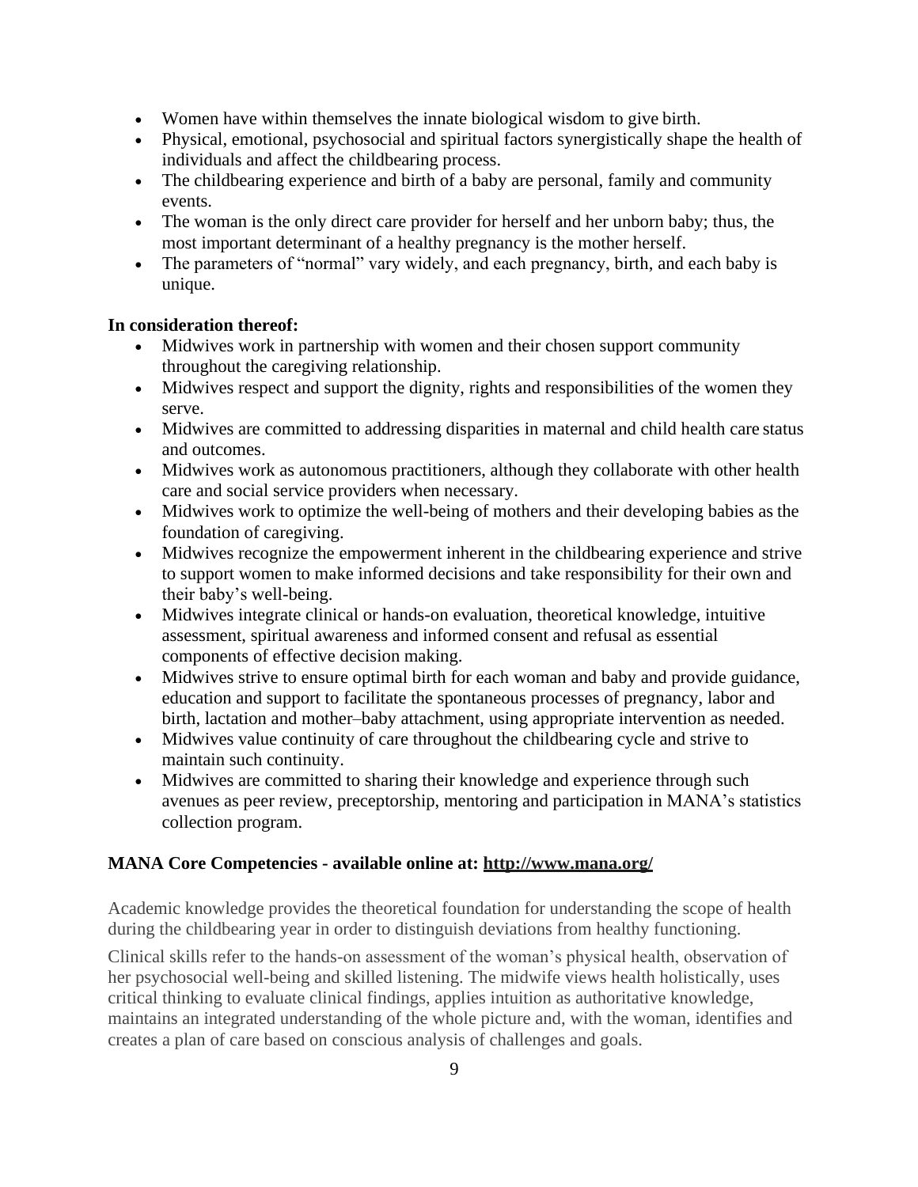- Women have within themselves the innate biological wisdom to give birth.
- Physical, emotional, psychosocial and spiritual factors synergistically shape the health of individuals and affect the childbearing process.
- The childbearing experience and birth of a baby are personal, family and community events.
- The woman is the only direct care provider for herself and her unborn baby; thus, the most important determinant of a healthy pregnancy is the mother herself.
- The parameters of "normal" vary widely, and each pregnancy, birth, and each baby is unique.

**In consideration thereof:**

- Midwives work in partnership with women and their chosen support community throughout the caregiving relationship.
- Midwives respect and support the dignity, rights and responsibilities of the women they serve.
- Midwives are committed to addressing disparities in maternal and child health care status and outcomes.
- Midwives work as autonomous practitioners, although they collaborate with other health care and social service providers when necessary.
- Midwives work to optimize the well-being of mothers and their developing babies as the foundation of caregiving.
- Midwives recognize the empowerment inherent in the childbearing experience and strive to support women to make informed decisions and take responsibility for their own and their baby's well-being.
- Midwives integrate clinical or hands-on evaluation, theoretical knowledge, intuitive assessment, spiritual awareness and informed consent and refusal as essential components of effective decision making.
- Midwives strive to ensure optimal birth for each woman and baby and provide guidance, education and support to facilitate the spontaneous processes of pregnancy, labor and birth, lactation and mother–baby attachment, using appropriate intervention as needed.
- Midwives value continuity of care throughout the childbearing cycle and strive to maintain such continuity.
- Midwives are committed to sharing their knowledge and experience through such avenues as peer review, preceptorship, mentoring and participation in MANA's statistics collection program.

**MANA Core Competencies - available online at: http://www.mana.org/**

Academic knowledge provides the theoretical foundation for understanding the scope of health during the childbearing year in order to distinguish deviations from healthy functioning.

Clinical skills refer to the hands-on assessment of the woman's physical health, observation of her psychosocial well-being and skilled listening. The midwife views health holistically, uses critical thinking to evaluate clinical findings, applies intuition as authoritative knowledge, maintains an integrated understanding of the whole picture and, with the woman, identifies and creates a plan of care based on conscious analysis of challenges and goals.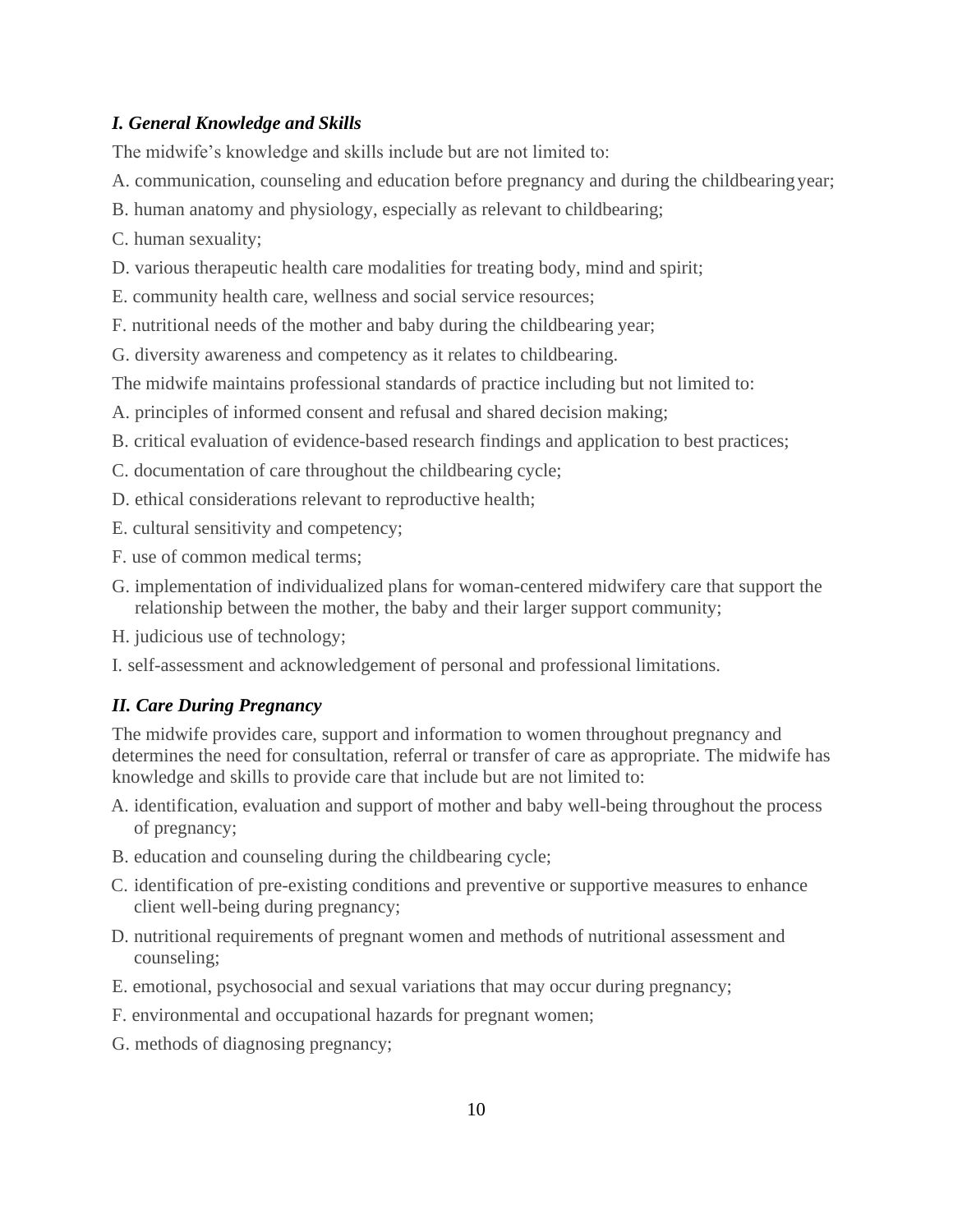### *I. General Knowledge and Skills*

The midwife's knowledge and skills include but are not limited to:

A. communication, counseling and education before pregnancy and during the childbearing year;

B. human anatomy and physiology, especially as relevant to childbearing;

C. human sexuality;

D. various therapeutic health care modalities for treating body, mind and spirit;

E. community health care, wellness and social service resources;

F. nutritional needs of the mother and baby during the childbearing year;

G. diversity awareness and competency as it relates to childbearing.

The midwife maintains professional standards of practice including but not limited to:

A. principles of informed consent and refusal and shared decision making;

B. critical evaluation of evidence-based research findings and application to best practices;

C. documentation of care throughout the childbearing cycle;

D. ethical considerations relevant to reproductive health;

E. cultural sensitivity and competency;

F. use of common medical terms;

G. implementation of individualized plans for woman-centered midwifery care that support the relationship between the mother, the baby and their larger support community;

H. judicious use of technology;

I. self-assessment and acknowledgement of personal and professional limitations.

### *II. Care During Pregnancy*

The midwife provides care, support and information to women throughout pregnancy and determines the need for consultation, referral or transfer of care as appropriate. The midwife has knowledge and skills to provide care that include but are not limited to:

A. identification, evaluation and support of mother and baby well-being throughout the process of pregnancy;

B. education and counseling during the childbearing cycle;

C. identification of pre-existing conditions and preventive or supportive measures to enhance client well-being during pregnancy;

D. nutritional requirements of pregnant women and methods of nutritional assessment and counseling;

E. emotional, psychosocial and sexual variations that may occur during pregnancy;

F. environmental and occupational hazards for pregnant women;

G. methods of diagnosing pregnancy;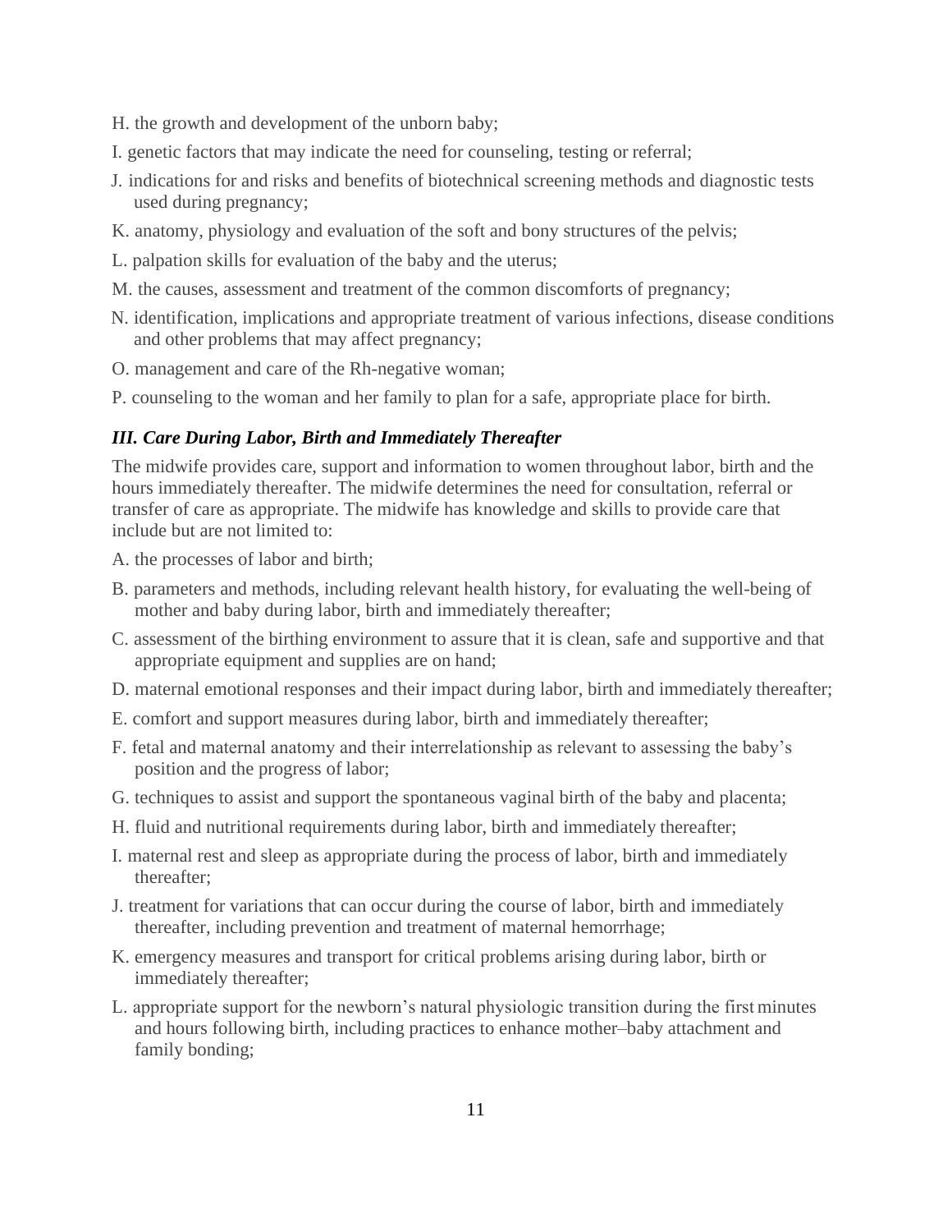H. the growth and development of the unborn baby;

I. genetic factors that may indicate the need for counseling, testing or referral;

J. indications for and risks and benefits of biotechnical screening methods and diagnostic tests used during pregnancy;

K. anatomy, physiology and evaluation of the soft and bony structures of the pelvis;

L. palpation skills for evaluation of the baby and the uterus;

M. the causes, assessment and treatment of the common discomforts of pregnancy;

N. identification, implications and appropriate treatment of various infections, disease conditions and other problems that may affect pregnancy;

O. management and care of the Rh-negative woman;

P. counseling to the woman and her family to plan for a safe, appropriate place for birth.

### *III. Care During Labor, Birth and Immediately Thereafter*

The midwife provides care, support and information to women throughout labor, birth and the hours immediately thereafter. The midwife determines the need for consultation, referral or transfer of care as appropriate. The midwife has knowledge and skills to provide care that include but are not limited to:

A. the processes of labor and birth;

B. parameters and methods, including relevant health history, for evaluating the well-being of mother and baby during labor, birth and immediately thereafter;

C. assessment of the birthing environment to assure that it is clean, safe and supportive and that appropriate equipment and supplies are on hand;

D. maternal emotional responses and their impact during labor, birth and immediately thereafter;

E. comfort and support measures during labor, birth and immediately thereafter;

F. fetal and maternal anatomy and their interrelationship as relevant to assessing the baby's position and the progress of labor;

G. techniques to assist and support the spontaneous vaginal birth of the baby and placenta;

H. fluid and nutritional requirements during labor, birth and immediately thereafter;

I. maternal rest and sleep as appropriate during the process of labor, birth and immediately thereafter;

J. treatment for variations that can occur during the course of labor, birth and immediately thereafter, including prevention and treatment of maternal hemorrhage;

K. emergency measures and transport for critical problems arising during labor, birth or immediately thereafter;

L. appropriate support for the newborn's natural physiologic transition during the first minutes and hours following birth, including practices to enhance mother–baby attachment and family bonding;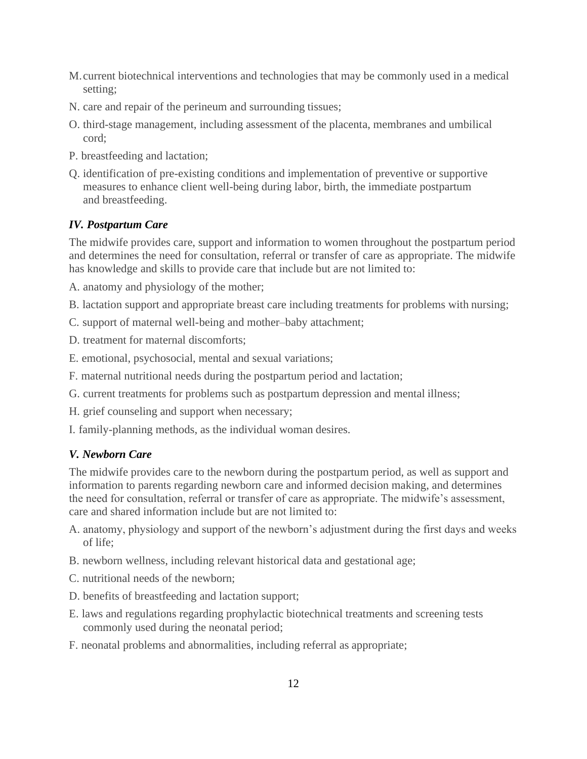M. current biotechnical interventions and technologies that may be commonly used in a medical setting;

N. care and repair of the perineum and surrounding tissues;

O. third-stage management, including assessment of the placenta, membranes and umbilical cord;

P. breastfeeding and lactation;

Q. identification of pre-existing conditions and implementation of preventive or supportive measures to enhance client well-being during labor, birth, the immediate postpartum and breastfeeding.

### *IV. Postpartum Care*

The midwife provides care, support and information to women throughout the postpartum period and determines the need for consultation, referral or transfer of care as appropriate. The midwife has knowledge and skills to provide care that include but are not limited to:

A. anatomy and physiology of the mother;

B. lactation support and appropriate breast care including treatments for problems with nursing;

C. support of maternal well-being and mother–baby attachment;

D. treatment for maternal discomforts;

E. emotional, psychosocial, mental and sexual variations;

F. maternal nutritional needs during the postpartum period and lactation;

G. current treatments for problems such as postpartum depression and mental illness;

H. grief counseling and support when necessary;

I. family-planning methods, as the individual woman desires.

### *V. Newborn Care*

The midwife provides care to the newborn during the postpartum period, as well as support and information to parents regarding newborn care and informed decision making, and determines the need for consultation, referral or transfer of care as appropriate. The midwife's assessment, care and shared information include but are not limited to:

A. anatomy, physiology and support of the newborn's adjustment during the first days and weeks of life;

B. newborn wellness, including relevant historical data and gestational age;

C. nutritional needs of the newborn;

D. benefits of breastfeeding and lactation support;

E. laws and regulations regarding prophylactic biotechnical treatments and screening tests commonly used during the neonatal period;

F. neonatal problems and abnormalities, including referral as appropriate;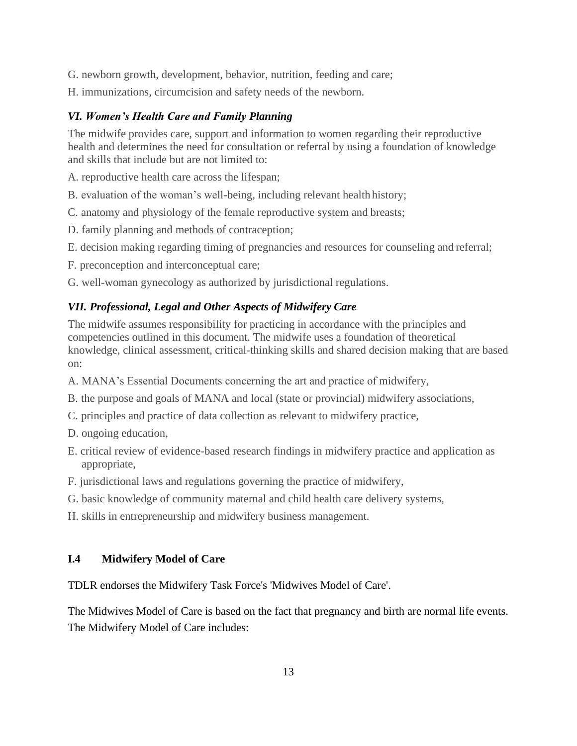G. newborn growth, development, behavior, nutrition, feeding and care;

H. immunizations, circumcision and safety needs of the newborn.

### *VI. Women's Health Care and Family Planning*

The midwife provides care, support and information to women regarding their reproductive health and determines the need for consultation or referral by using a foundation of knowledge and skills that include but are not limited to:

A. reproductive health care across the lifespan;

B. evaluation of the woman's well-being, including relevant health history;

C. anatomy and physiology of the female reproductive system and breasts;

D. family planning and methods of contraception;

E. decision making regarding timing of pregnancies and resources for counseling and referral;

F. preconception and interconceptual care;

G. well-woman gynecology as authorized by jurisdictional regulations.

### *VII. Professional, Legal and Other Aspects of Midwifery Care*

The midwife assumes responsibility for practicing in accordance with the principles and competencies outlined in this document. The midwife uses a foundation of theoretical knowledge, clinical assessment, critical-thinking skills and shared decision making that are based on:

A. MANA's Essential Documents concerning the art and practice of midwifery,

B. the purpose and goals of MANA and local (state or provincial) midwifery associations,

C. principles and practice of data collection as relevant to midwifery practice,

D. ongoing education,

E. critical review of evidence-based research findings in midwifery practice and application as appropriate,

F. jurisdictional laws and regulations governing the practice of midwifery,

G. basic knowledge of community maternal and child health care delivery systems,

H. skills in entrepreneurship and midwifery business management.

## I.4 Midwifery Model of Care

TDLR endorses the Midwifery Task Force's 'Midwives Model of Care'.

The Midwives Model of Care is based on the fact that pregnancy and birth are normal life events. The Midwifery Model of Care includes: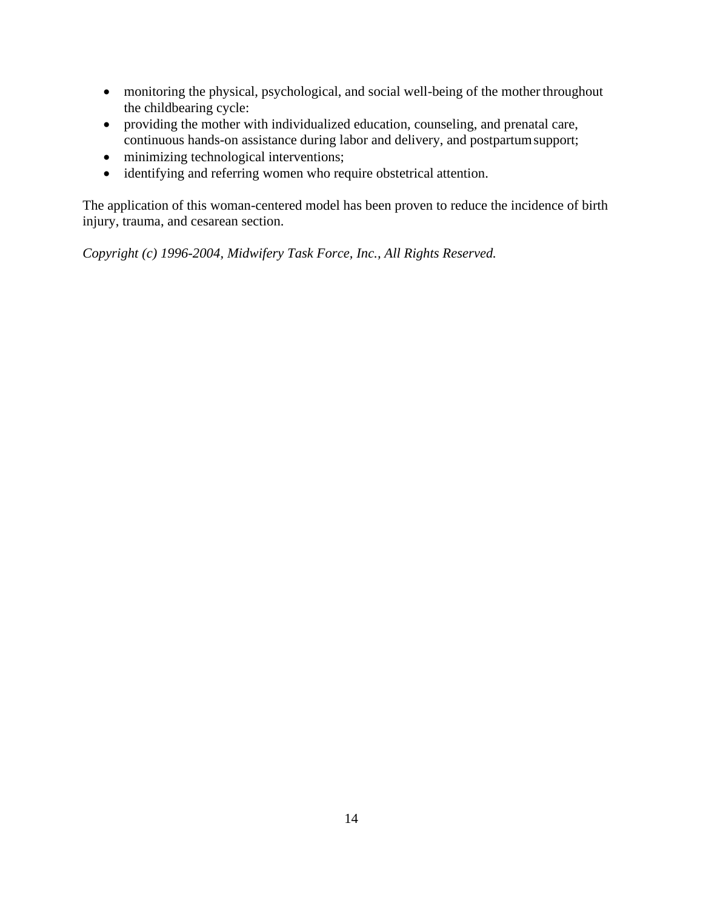- monitoring the physical, psychological, and social well-being of the mother throughout the childbearing cycle:
- providing the mother with individualized education, counseling, and prenatal care, continuous hands-on assistance during labor and delivery, and postpartum support;
- minimizing technological interventions;
- identifying and referring women who require obstetrical attention.

The application of this woman-centered model has been proven to reduce the incidence of birth injury, trauma, and cesarean section.

*Copyright (c) 1996-2004, Midwifery Task Force, Inc., All Rights Reserved.*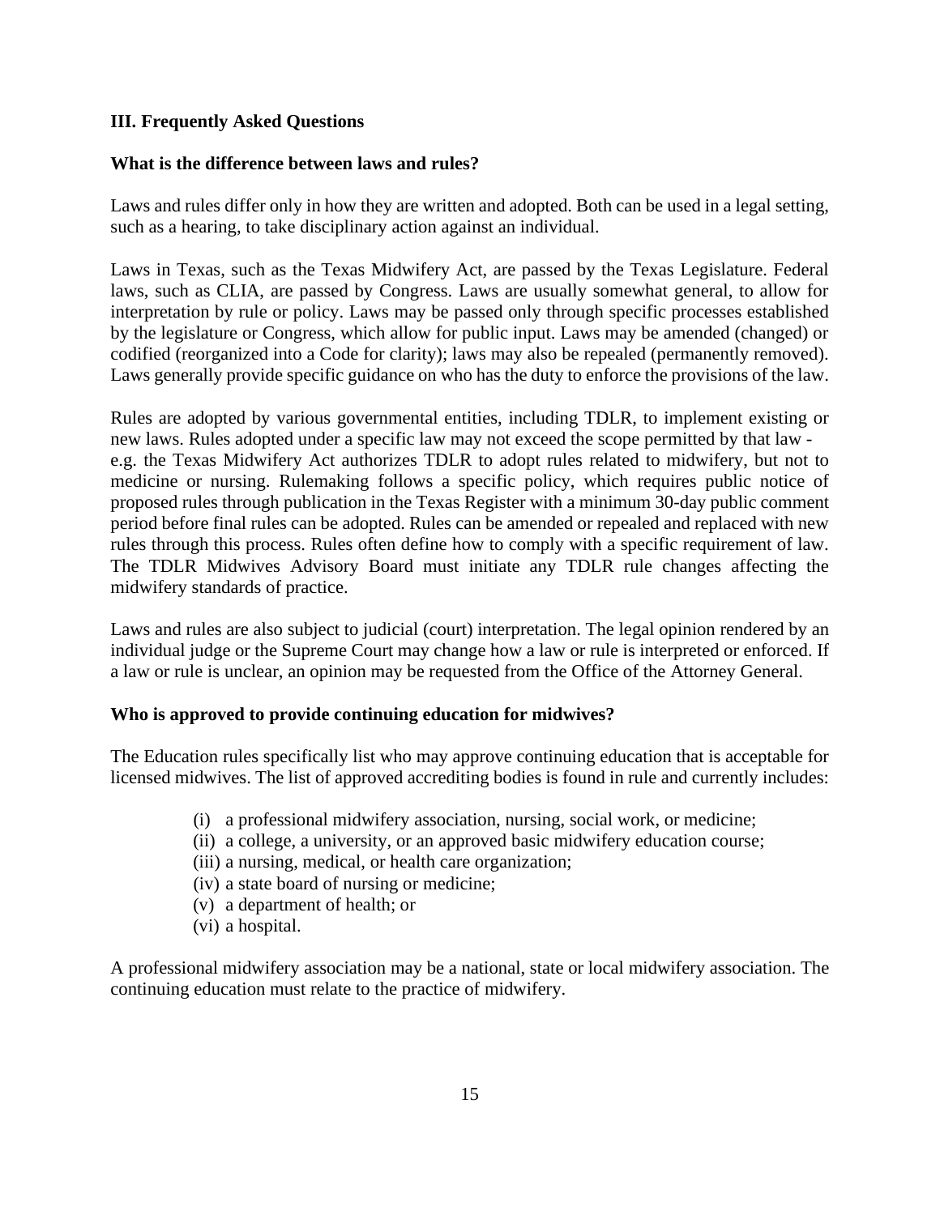## III. Frequently Asked Questions

### What is the difference between laws and rules?

Laws and rules differ only in how they are written and adopted. Both can be used in a legal setting, such as a hearing, to take disciplinary action against an individual.

Laws in Texas, such as the Texas Midwifery Act, are passed by the Texas Legislature. Federal laws, such as CLIA, are passed by Congress. Laws are usually somewhat general, to allow for interpretation by rule or policy. Laws may be passed only through specific processes established by the legislature or Congress, which allow for public input. Laws may be amended (changed) or codified (reorganized into a Code for clarity); laws may also be repealed (permanently removed). Laws generally provide specific guidance on who has the duty to enforce the provisions of the law.

Rules are adopted by various governmental entities, including TDLR, to implement existing or new laws. Rules adopted under a specific law may not exceed the scope permitted by that law - e.g. the Texas Midwifery Act authorizes TDLR to adopt rules related to midwifery, but not to medicine or nursing. Rulemaking follows a specific policy, which requires public notice of proposed rules through publication in the Texas Register with a minimum 30-day public comment period before final rules can be adopted. Rules can be amended or repealed and replaced with new rules through this process. Rules often define how to comply with a specific requirement of law. The TDLR Midwives Advisory Board must initiate any TDLR rule changes affecting the midwifery standards of practice.

Laws and rules are also subject to judicial (court) interpretation. The legal opinion rendered by an individual judge or the Supreme Court may change how a law or rule is interpreted or enforced. If a law or rule is unclear, an opinion may be requested from the Office of the Attorney General.

### Who is approved to provide continuing education for midwives?

The Education rules specifically list who may approve continuing education that is acceptable for licensed midwives. The list of approved accrediting bodies is found in rule and currently includes:

- (i) a professional midwifery association, nursing, social work, or medicine;
- (ii) a college, a university, or an approved basic midwifery education course;
- (iii) a nursing, medical, or health care organization;
- (iv) a state board of nursing or medicine;
- (v) a department of health; or
- (vi) a hospital.

A professional midwifery association may be a national, state or local midwifery association. The continuing education must relate to the practice of midwifery.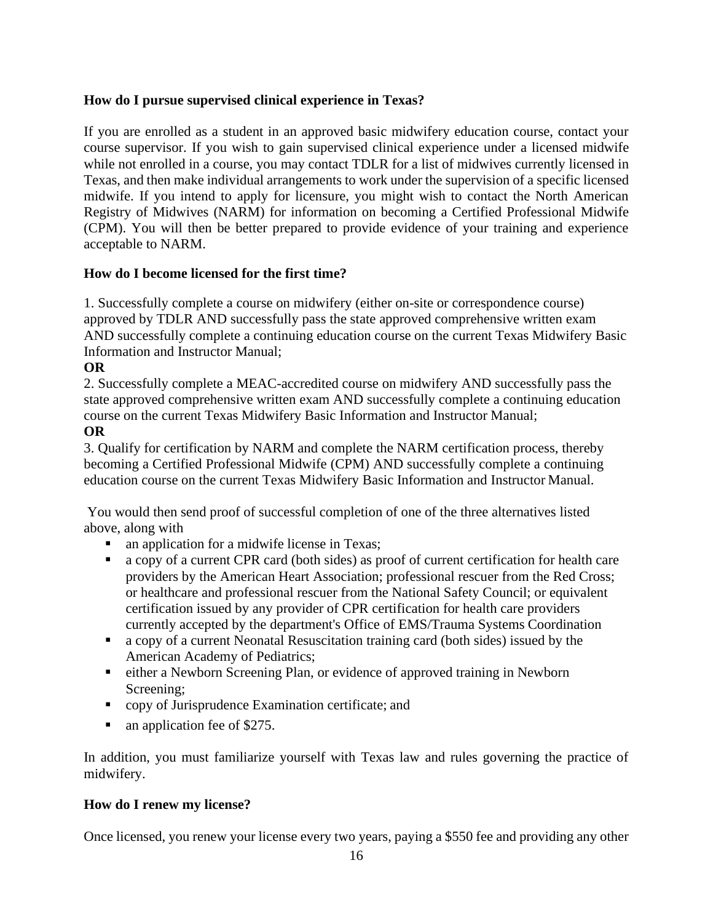**How do I pursue supervised clinical experience in Texas?**

If you are enrolled as a student in an approved basic midwifery education course, contact your course supervisor. If you wish to gain supervised clinical experience under a licensed midwife while not enrolled in a course, you may contact TDLR for a list of midwives currently licensed in Texas, and then make individual arrangements to work under the supervision of a specific licensed midwife. If you intend to apply for licensure, you might wish to contact the North American Registry of Midwives (NARM) for information on becoming a Certified Professional Midwife (CPM). You will then be better prepared to provide evidence of your training and experience acceptable to NARM.

**How do I become licensed for the first time?**

1. Successfully complete a course on midwifery (either on-site or correspondence course) approved by TDLR AND successfully pass the state approved comprehensive written exam AND successfully complete a continuing education course on the current Texas Midwifery Basic Information and Instructor Manual;

**OR**

2. Successfully complete a MEAC-accredited course on midwifery AND successfully pass the state approved comprehensive written exam AND successfully complete a continuing education course on the current Texas Midwifery Basic Information and Instructor Manual;

**OR**

3. Qualify for certification by NARM and complete the NARM certification process, thereby becoming a Certified Professional Midwife (CPM) AND successfully complete a continuing education course on the current Texas Midwifery Basic Information and Instructor Manual.

You would then send proof of successful completion of one of the three alternatives listed above, along with

- an application for a midwife license in Texas;
- a copy of a current CPR card (both sides) as proof of current certification for health care providers by the American Heart Association; professional rescuer from the Red Cross; or healthcare and professional rescuer from the National Safety Council; or equivalent certification issued by any provider of CPR certification for health care providers currently accepted by the department's Office of EMS/Trauma Systems Coordination
- a copy of a current Neonatal Resuscitation training card (both sides) issued by the American Academy of Pediatrics;
- either a Newborn Screening Plan, or evidence of approved training in Newborn Screening;
- copy of Jurisprudence Examination certificate; and
- an application fee of $275.

In addition, you must familiarize yourself with Texas law and rules governing the practice of midwifery.

**How do I renew my license?**

Once licensed, you renew your license every two years, paying a $550 fee and providing any other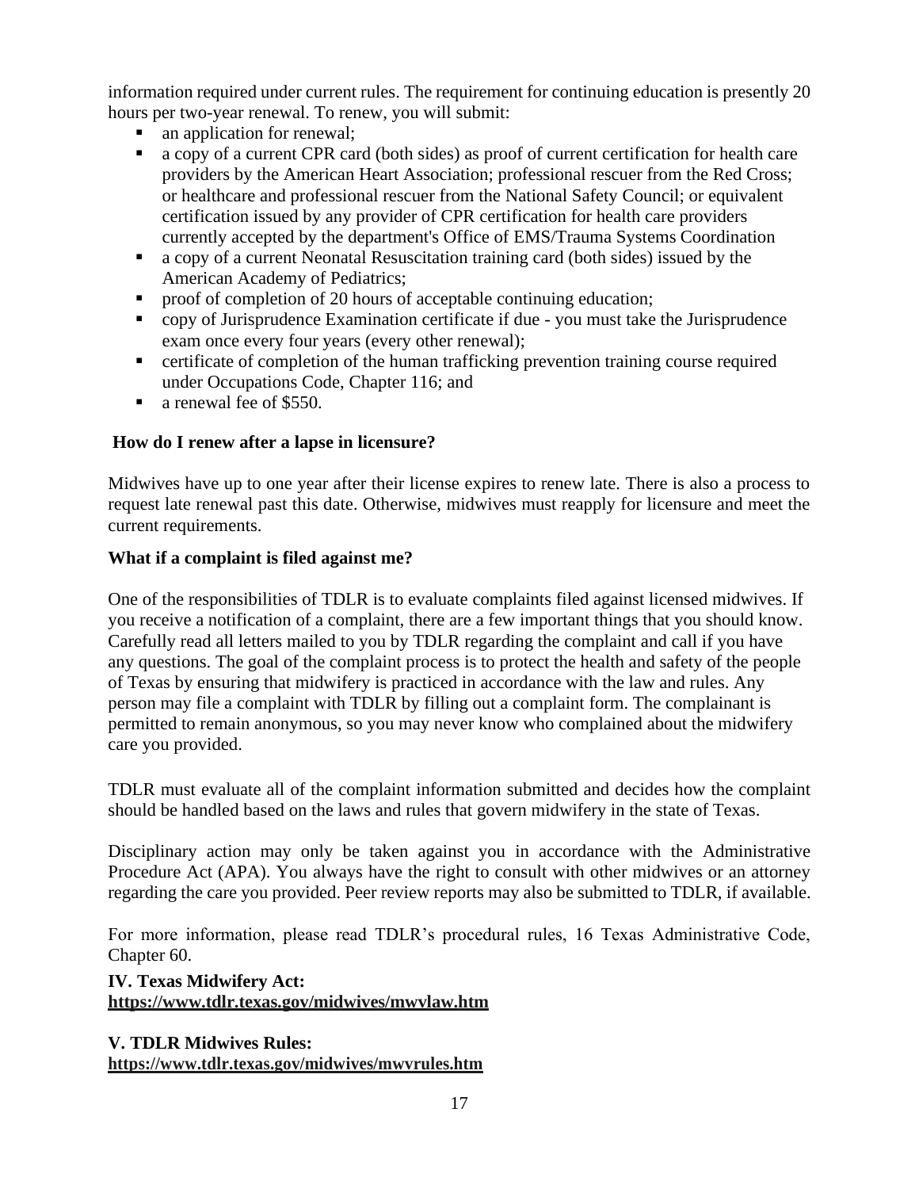information required under current rules. The requirement for continuing education is presently 20 hours per two-year renewal. To renew, you will submit:

- an application for renewal;
- a copy of a current CPR card (both sides) as proof of current certification for health care providers by the American Heart Association; professional rescuer from the Red Cross; or healthcare and professional rescuer from the National Safety Council; or equivalent certification issued by any provider of CPR certification for health care providers currently accepted by the department's Office of EMS/Trauma Systems Coordination
- a copy of a current Neonatal Resuscitation training card (both sides) issued by the American Academy of Pediatrics;
- proof of completion of 20 hours of acceptable continuing education;
- copy of Jurisprudence Examination certificate if due - you must take the Jurisprudence exam once every four years (every other renewal);
- certificate of completion of the human trafficking prevention training course required under Occupations Code, Chapter 116; and
- a renewal fee of $550.

**How do I renew after a lapse in licensure?**

Midwives have up to one year after their license expires to renew late. There is also a process to request late renewal past this date. Otherwise, midwives must reapply for licensure and meet the current requirements.

**What if a complaint is filed against me?**

One of the responsibilities of TDLR is to evaluate complaints filed against licensed midwives. If you receive a notification of a complaint, there are a few important things that you should know. Carefully read all letters mailed to you by TDLR regarding the complaint and call if you have any questions. The goal of the complaint process is to protect the health and safety of the people of Texas by ensuring that midwifery is practiced in accordance with the law and rules. Any person may file a complaint with TDLR by filling out a complaint form. The complainant is permitted to remain anonymous, so you may never know who complained about the midwifery care you provided.

TDLR must evaluate all of the complaint information submitted and decides how the complaint should be handled based on the laws and rules that govern midwifery in the state of Texas.

Disciplinary action may only be taken against you in accordance with the Administrative Procedure Act (APA). You always have the right to consult with other midwives or an attorney regarding the care you provided. Peer review reports may also be submitted to TDLR, if available.

For more information, please read TDLR's procedural rules, 16 Texas Administrative Code, Chapter 60.

## IV. Texas Midwifery Act:

**https://www.tdlr.texas.gov/midwives/mwvlaw.htm**

## V. TDLR Midwives Rules:

**https://www.tdlr.texas.gov/midwives/mwvrules.htm**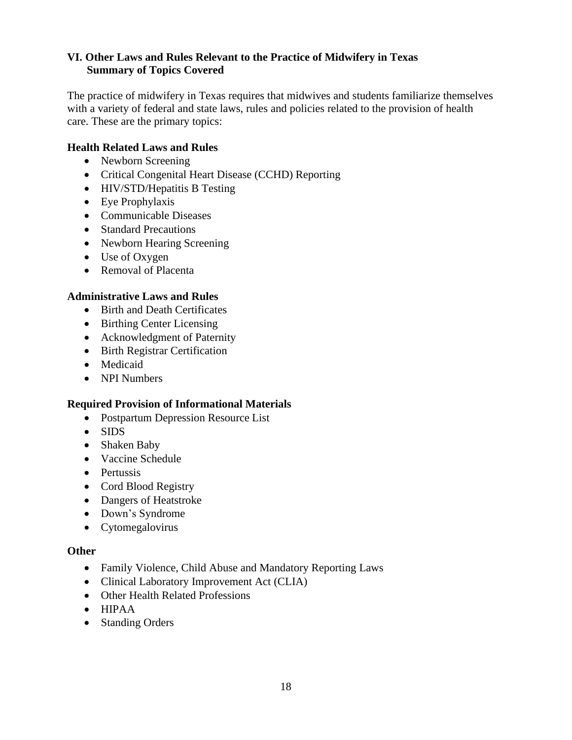## VI. Other Laws and Rules Relevant to the Practice of Midwifery in Texas
## Summary of Topics Covered

The practice of midwifery in Texas requires that midwives and students familiarize themselves with a variety of federal and state laws, rules and policies related to the provision of health care. These are the primary topics:

### Health Related Laws and Rules

- Newborn Screening
- Critical Congenital Heart Disease (CCHD) Reporting
- HIV/STD/Hepatitis B Testing
- Eye Prophylaxis
- Communicable Diseases
- Standard Precautions
- Newborn Hearing Screening
- Use of Oxygen
- Removal of Placenta

### Administrative Laws and Rules

- Birth and Death Certificates
- Birthing Center Licensing
- Acknowledgment of Paternity
- Birth Registrar Certification
- Medicaid
- NPI Numbers

### Required Provision of Informational Materials

- Postpartum Depression Resource List
- SIDS
- Shaken Baby
- Vaccine Schedule
- Pertussis
- Cord Blood Registry
- Dangers of Heatstroke
- Down's Syndrome
- Cytomegalovirus

### Other

- Family Violence, Child Abuse and Mandatory Reporting Laws
- Clinical Laboratory Improvement Act (CLIA)
- Other Health Related Professions
- HIPAA
- Standing Orders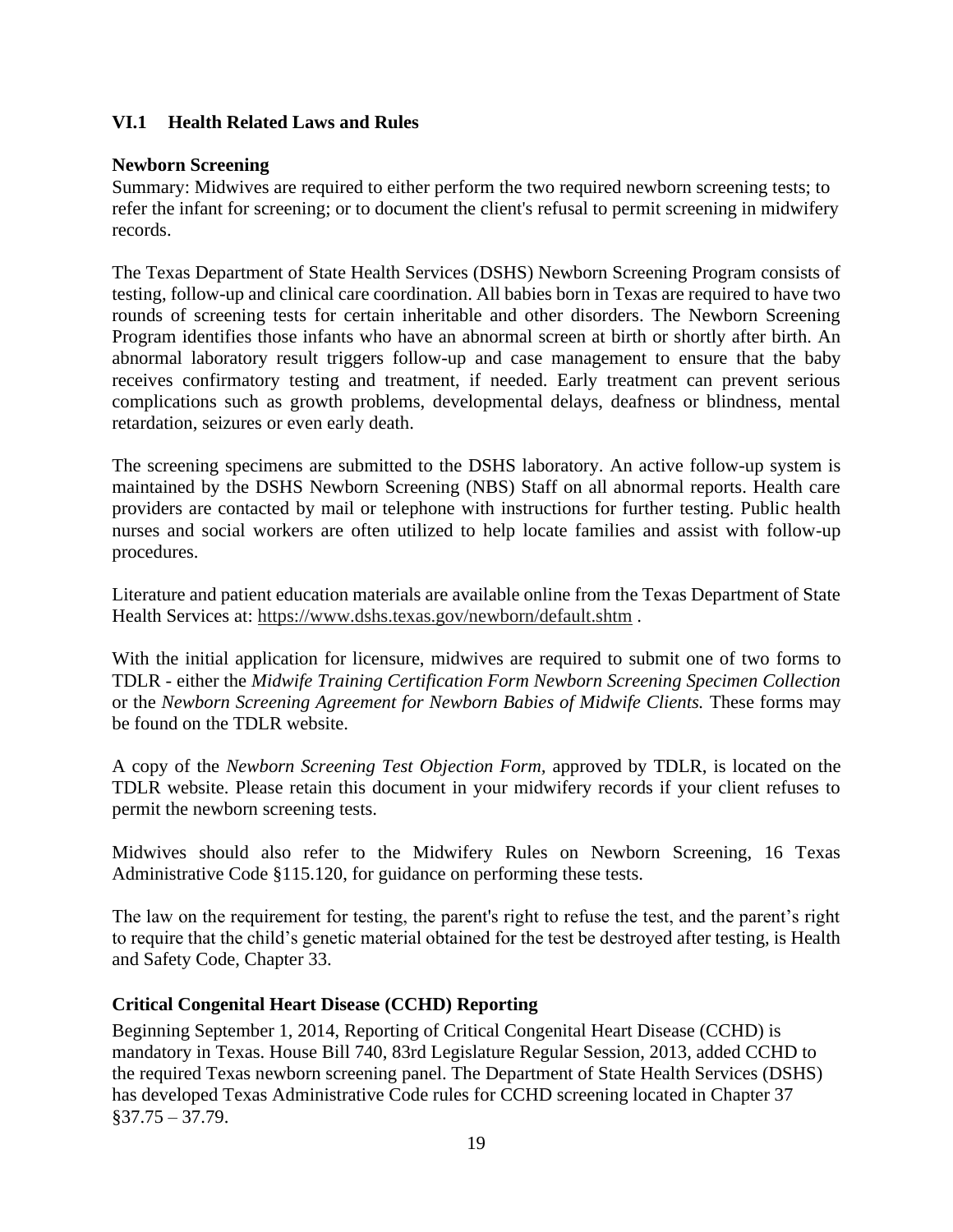## VI.1 Health Related Laws and Rules

### Newborn Screening

Summary: Midwives are required to either perform the two required newborn screening tests; to refer the infant for screening; or to document the client's refusal to permit screening in midwifery records.

The Texas Department of State Health Services (DSHS) Newborn Screening Program consists of testing, follow-up and clinical care coordination. All babies born in Texas are required to have two rounds of screening tests for certain inheritable and other disorders. The Newborn Screening Program identifies those infants who have an abnormal screen at birth or shortly after birth. An abnormal laboratory result triggers follow-up and case management to ensure that the baby receives confirmatory testing and treatment, if needed. Early treatment can prevent serious complications such as growth problems, developmental delays, deafness or blindness, mental retardation, seizures or even early death.

The screening specimens are submitted to the DSHS laboratory. An active follow-up system is maintained by the DSHS Newborn Screening (NBS) Staff on all abnormal reports. Health care providers are contacted by mail or telephone with instructions for further testing. Public health nurses and social workers are often utilized to help locate families and assist with follow-up procedures.

Literature and patient education materials are available online from the Texas Department of State Health Services at: https://www.dshs.texas.gov/newborn/default.shtm .

With the initial application for licensure, midwives are required to submit one of two forms to TDLR - either the *Midwife Training Certification Form Newborn Screening Specimen Collection* or the *Newborn Screening Agreement for Newborn Babies of Midwife Clients.* These forms may be found on the TDLR website.

A copy of the *Newborn Screening Test Objection Form,* approved by TDLR, is located on the TDLR website. Please retain this document in your midwifery records if your client refuses to permit the newborn screening tests.

Midwives should also refer to the Midwifery Rules on Newborn Screening, 16 Texas Administrative Code §115.120, for guidance on performing these tests.

The law on the requirement for testing, the parent's right to refuse the test, and the parent's right to require that the child's genetic material obtained for the test be destroyed after testing, is Health and Safety Code, Chapter 33.

### Critical Congenital Heart Disease (CCHD) Reporting

Beginning September 1, 2014, Reporting of Critical Congenital Heart Disease (CCHD) is mandatory in Texas. House Bill 740, 83rd Legislature Regular Session, 2013, added CCHD to the required Texas newborn screening panel. The Department of State Health Services (DSHS) has developed Texas Administrative Code rules for CCHD screening located in Chapter 37 §37.75 – 37.79.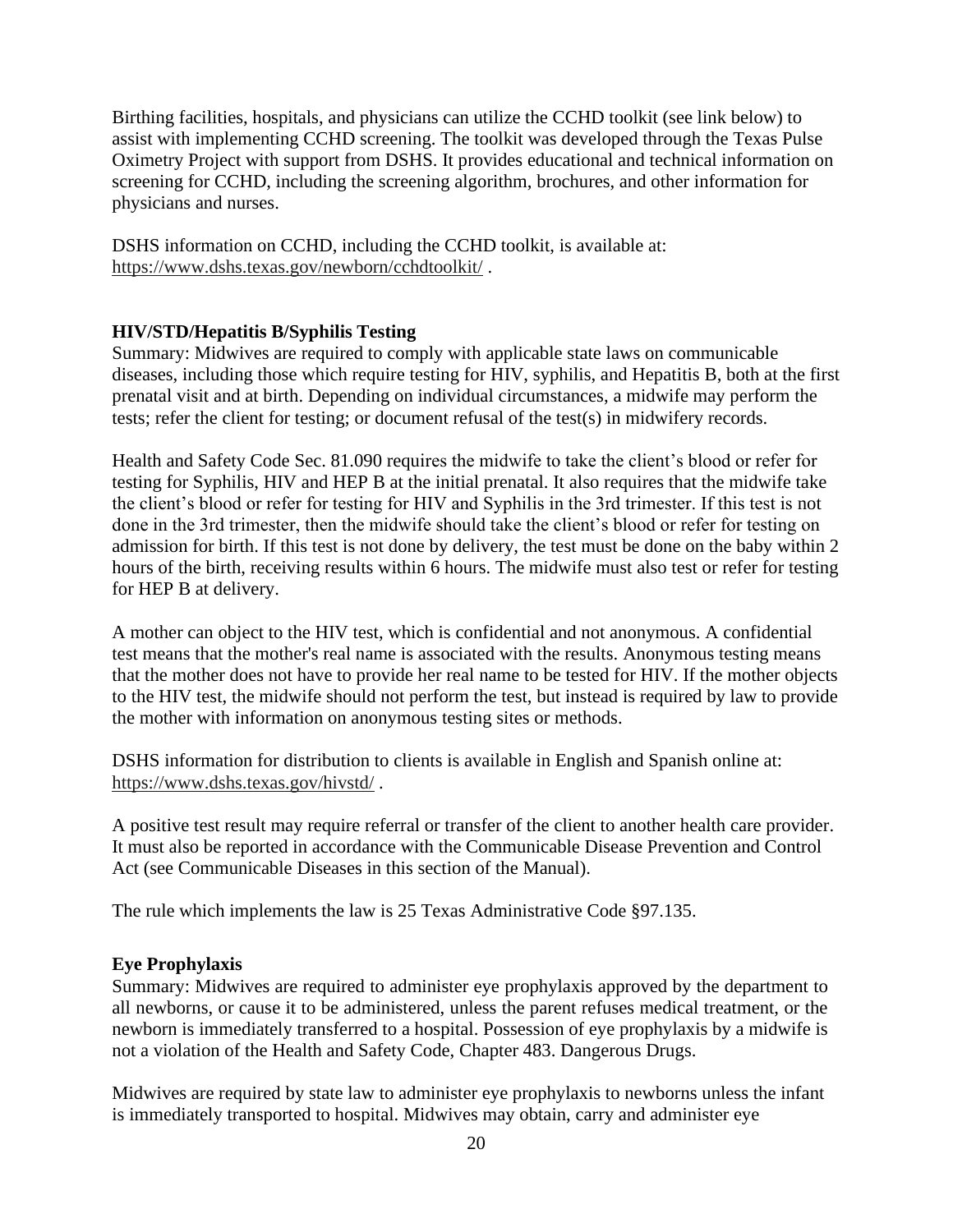Birthing facilities, hospitals, and physicians can utilize the CCHD toolkit (see link below) to assist with implementing CCHD screening. The toolkit was developed through the Texas Pulse Oximetry Project with support from DSHS. It provides educational and technical information on screening for CCHD, including the screening algorithm, brochures, and other information for physicians and nurses.

DSHS information on CCHD, including the CCHD toolkit, is available at: https://www.dshs.texas.gov/newborn/cchdtoolkit/ .

**HIV/STD/Hepatitis B/Syphilis Testing**

Summary: Midwives are required to comply with applicable state laws on communicable diseases, including those which require testing for HIV, syphilis, and Hepatitis B, both at the first prenatal visit and at birth. Depending on individual circumstances, a midwife may perform the tests; refer the client for testing; or document refusal of the test(s) in midwifery records.

Health and Safety Code Sec. 81.090 requires the midwife to take the client's blood or refer for testing for Syphilis, HIV and HEP B at the initial prenatal. It also requires that the midwife take the client's blood or refer for testing for HIV and Syphilis in the 3rd trimester. If this test is not done in the 3rd trimester, then the midwife should take the client's blood or refer for testing on admission for birth. If this test is not done by delivery, the test must be done on the baby within 2 hours of the birth, receiving results within 6 hours. The midwife must also test or refer for testing for HEP B at delivery.

A mother can object to the HIV test, which is confidential and not anonymous. A confidential test means that the mother's real name is associated with the results. Anonymous testing means that the mother does not have to provide her real name to be tested for HIV. If the mother objects to the HIV test, the midwife should not perform the test, but instead is required by law to provide the mother with information on anonymous testing sites or methods.

DSHS information for distribution to clients is available in English and Spanish online at: https://www.dshs.texas.gov/hivstd/ .

A positive test result may require referral or transfer of the client to another health care provider. It must also be reported in accordance with the Communicable Disease Prevention and Control Act (see Communicable Diseases in this section of the Manual).

The rule which implements the law is 25 Texas Administrative Code §97.135.

**Eye Prophylaxis**

Summary: Midwives are required to administer eye prophylaxis approved by the department to all newborns, or cause it to be administered, unless the parent refuses medical treatment, or the newborn is immediately transferred to a hospital. Possession of eye prophylaxis by a midwife is not a violation of the Health and Safety Code, Chapter 483. Dangerous Drugs.

Midwives are required by state law to administer eye prophylaxis to newborns unless the infant is immediately transported to hospital. Midwives may obtain, carry and administer eye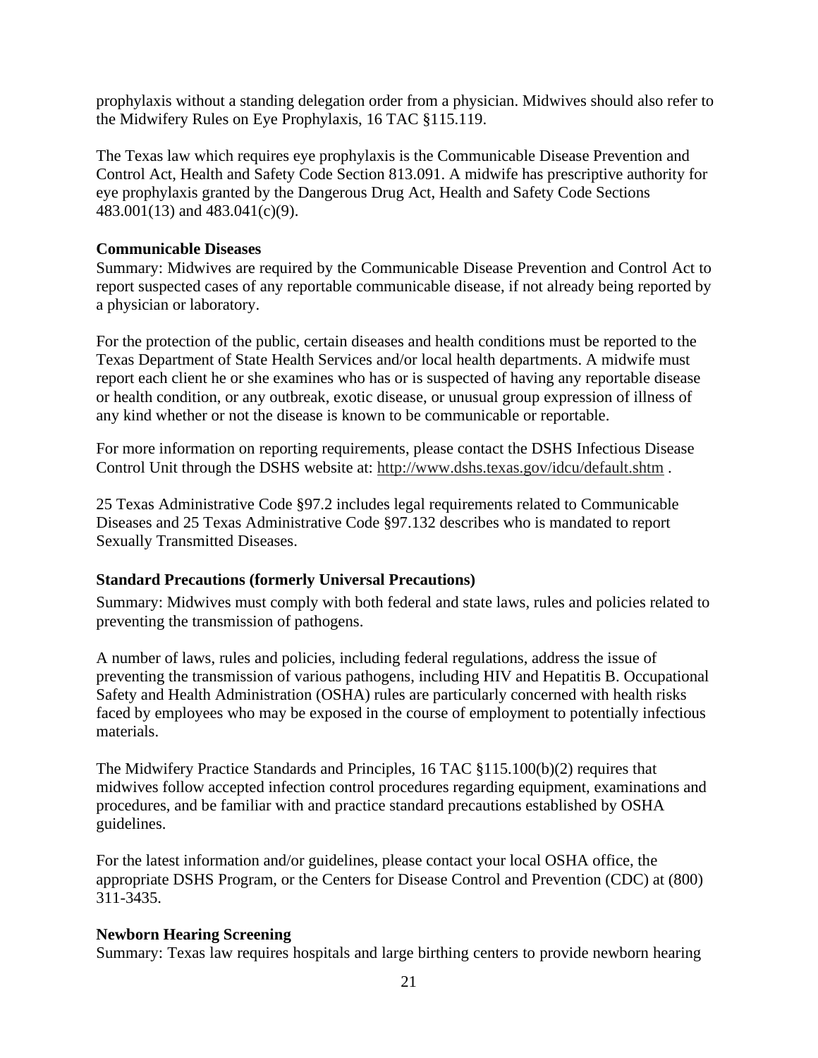prophylaxis without a standing delegation order from a physician. Midwives should also refer to the Midwifery Rules on Eye Prophylaxis, 16 TAC §115.119.

The Texas law which requires eye prophylaxis is the Communicable Disease Prevention and Control Act, Health and Safety Code Section 813.091. A midwife has prescriptive authority for eye prophylaxis granted by the Dangerous Drug Act, Health and Safety Code Sections 483.001(13) and 483.041(c)(9).

**Communicable Diseases**

Summary: Midwives are required by the Communicable Disease Prevention and Control Act to report suspected cases of any reportable communicable disease, if not already being reported by a physician or laboratory.

For the protection of the public, certain diseases and health conditions must be reported to the Texas Department of State Health Services and/or local health departments. A midwife must report each client he or she examines who has or is suspected of having any reportable disease or health condition, or any outbreak, exotic disease, or unusual group expression of illness of any kind whether or not the disease is known to be communicable or reportable.

For more information on reporting requirements, please contact the DSHS Infectious Disease Control Unit through the DSHS website at: http://www.dshs.texas.gov/idcu/default.shtm .

25 Texas Administrative Code §97.2 includes legal requirements related to Communicable Diseases and 25 Texas Administrative Code §97.132 describes who is mandated to report Sexually Transmitted Diseases.

**Standard Precautions (formerly Universal Precautions)**

Summary: Midwives must comply with both federal and state laws, rules and policies related to preventing the transmission of pathogens.

A number of laws, rules and policies, including federal regulations, address the issue of preventing the transmission of various pathogens, including HIV and Hepatitis B. Occupational Safety and Health Administration (OSHA) rules are particularly concerned with health risks faced by employees who may be exposed in the course of employment to potentially infectious materials.

The Midwifery Practice Standards and Principles, 16 TAC §115.100(b)(2) requires that midwives follow accepted infection control procedures regarding equipment, examinations and procedures, and be familiar with and practice standard precautions established by OSHA guidelines.

For the latest information and/or guidelines, please contact your local OSHA office, the appropriate DSHS Program, or the Centers for Disease Control and Prevention (CDC) at (800) 311-3435.

**Newborn Hearing Screening**

Summary: Texas law requires hospitals and large birthing centers to provide newborn hearing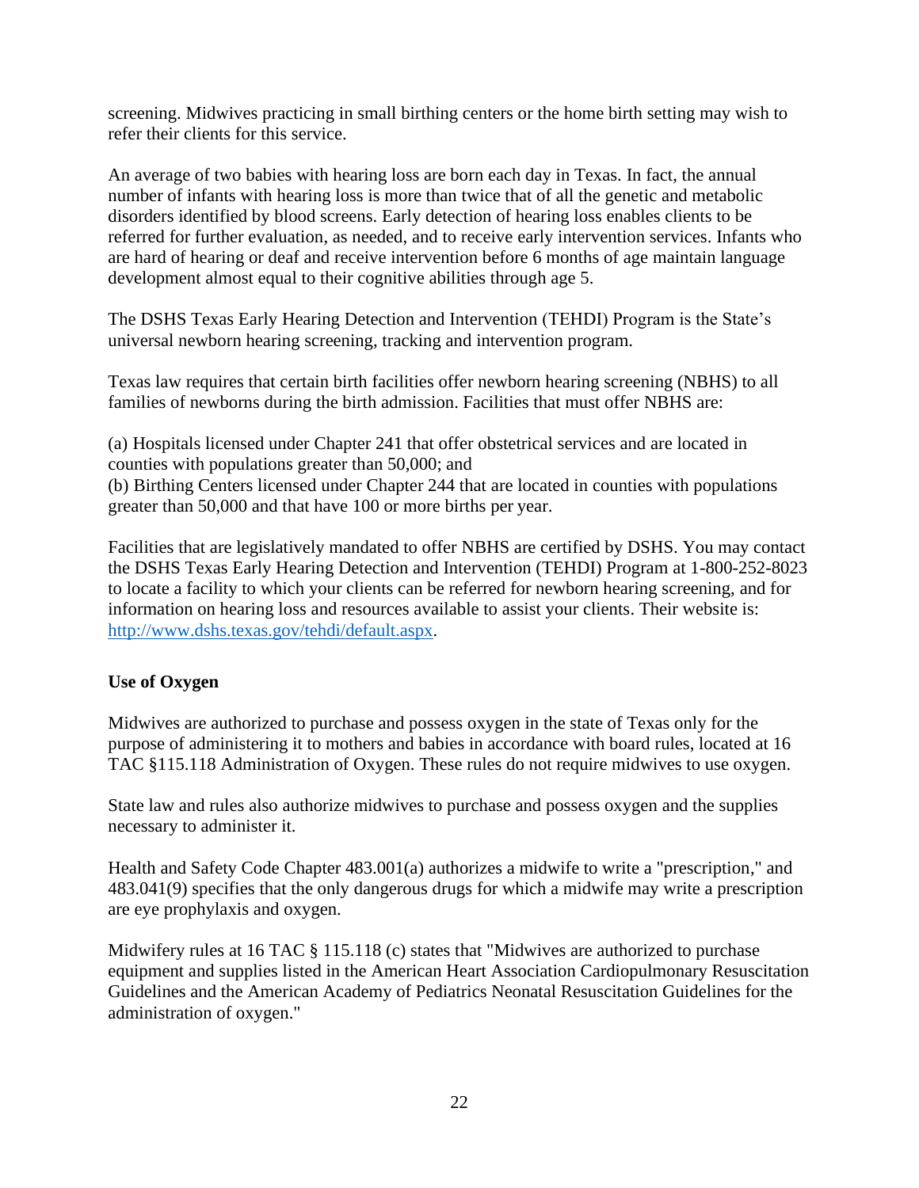screening. Midwives practicing in small birthing centers or the home birth setting may wish to refer their clients for this service.

An average of two babies with hearing loss are born each day in Texas. In fact, the annual number of infants with hearing loss is more than twice that of all the genetic and metabolic disorders identified by blood screens. Early detection of hearing loss enables clients to be referred for further evaluation, as needed, and to receive early intervention services. Infants who are hard of hearing or deaf and receive intervention before 6 months of age maintain language development almost equal to their cognitive abilities through age 5.

The DSHS Texas Early Hearing Detection and Intervention (TEHDI) Program is the State's universal newborn hearing screening, tracking and intervention program.

Texas law requires that certain birth facilities offer newborn hearing screening (NBHS) to all families of newborns during the birth admission. Facilities that must offer NBHS are:

(a) Hospitals licensed under Chapter 241 that offer obstetrical services and are located in counties with populations greater than 50,000; and
(b) Birthing Centers licensed under Chapter 244 that are located in counties with populations greater than 50,000 and that have 100 or more births per year.

Facilities that are legislatively mandated to offer NBHS are certified by DSHS. You may contact the DSHS Texas Early Hearing Detection and Intervention (TEHDI) Program at 1-800-252-8023 to locate a facility to which your clients can be referred for newborn hearing screening, and for information on hearing loss and resources available to assist your clients. Their website is: [http://www.dshs.texas.gov/tehdi/default.aspx](http://www.dshs.texas.gov/tehdi/default.aspx).

**Use of Oxygen**

Midwives are authorized to purchase and possess oxygen in the state of Texas only for the purpose of administering it to mothers and babies in accordance with board rules, located at 16 TAC §115.118 Administration of Oxygen. These rules do not require midwives to use oxygen.

State law and rules also authorize midwives to purchase and possess oxygen and the supplies necessary to administer it.

Health and Safety Code Chapter 483.001(a) authorizes a midwife to write a "prescription," and 483.041(9) specifies that the only dangerous drugs for which a midwife may write a prescription are eye prophylaxis and oxygen.

Midwifery rules at 16 TAC § 115.118 (c) states that "Midwives are authorized to purchase equipment and supplies listed in the American Heart Association Cardiopulmonary Resuscitation Guidelines and the American Academy of Pediatrics Neonatal Resuscitation Guidelines for the administration of oxygen."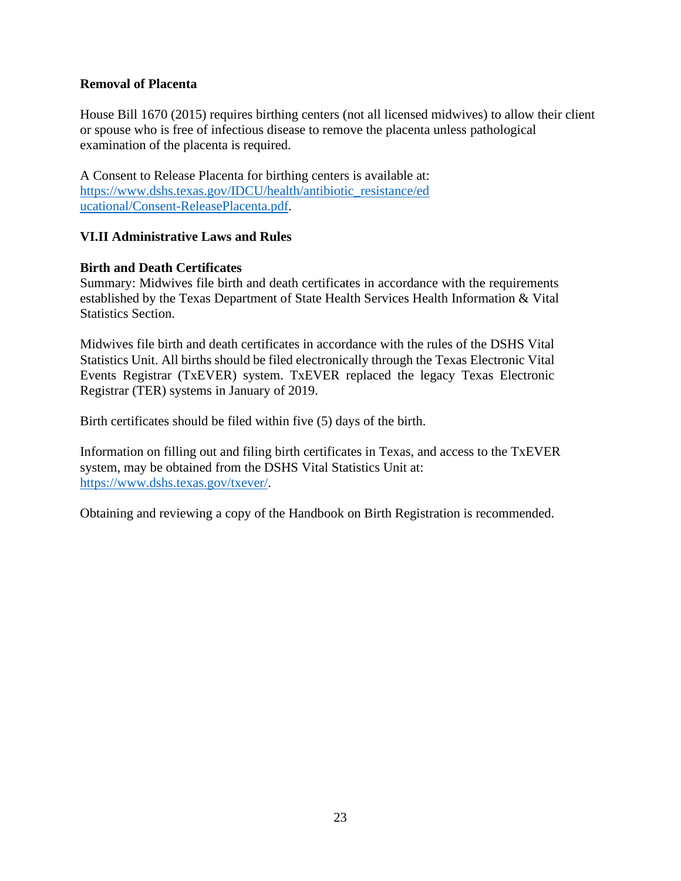**Removal of Placenta**

House Bill 1670 (2015) requires birthing centers (not all licensed midwives) to allow their client or spouse who is free of infectious disease to remove the placenta unless pathological examination of the placenta is required.

A Consent to Release Placenta for birthing centers is available at: [https://www.dshs.texas.gov/IDCU/health/antibiotic_resistance/educational/Consent-ReleasePlacenta.pdf](https://www.dshs.texas.gov/IDCU/health/antibiotic_resistance/educational/Consent-ReleasePlacenta.pdf).

## VI.II Administrative Laws and Rules

**Birth and Death Certificates**

Summary: Midwives file birth and death certificates in accordance with the requirements established by the Texas Department of State Health Services Health Information & Vital Statistics Section.

Midwives file birth and death certificates in accordance with the rules of the DSHS Vital Statistics Unit. All births should be filed electronically through the Texas Electronic Vital Events Registrar (TxEVER) system. TxEVER replaced the legacy Texas Electronic Registrar (TER) systems in January of 2019.

Birth certificates should be filed within five (5) days of the birth.

Information on filling out and filing birth certificates in Texas, and access to the TxEVER system, may be obtained from the DSHS Vital Statistics Unit at: [https://www.dshs.texas.gov/txever/](https://www.dshs.texas.gov/txever/).

Obtaining and reviewing a copy of the Handbook on Birth Registration is recommended.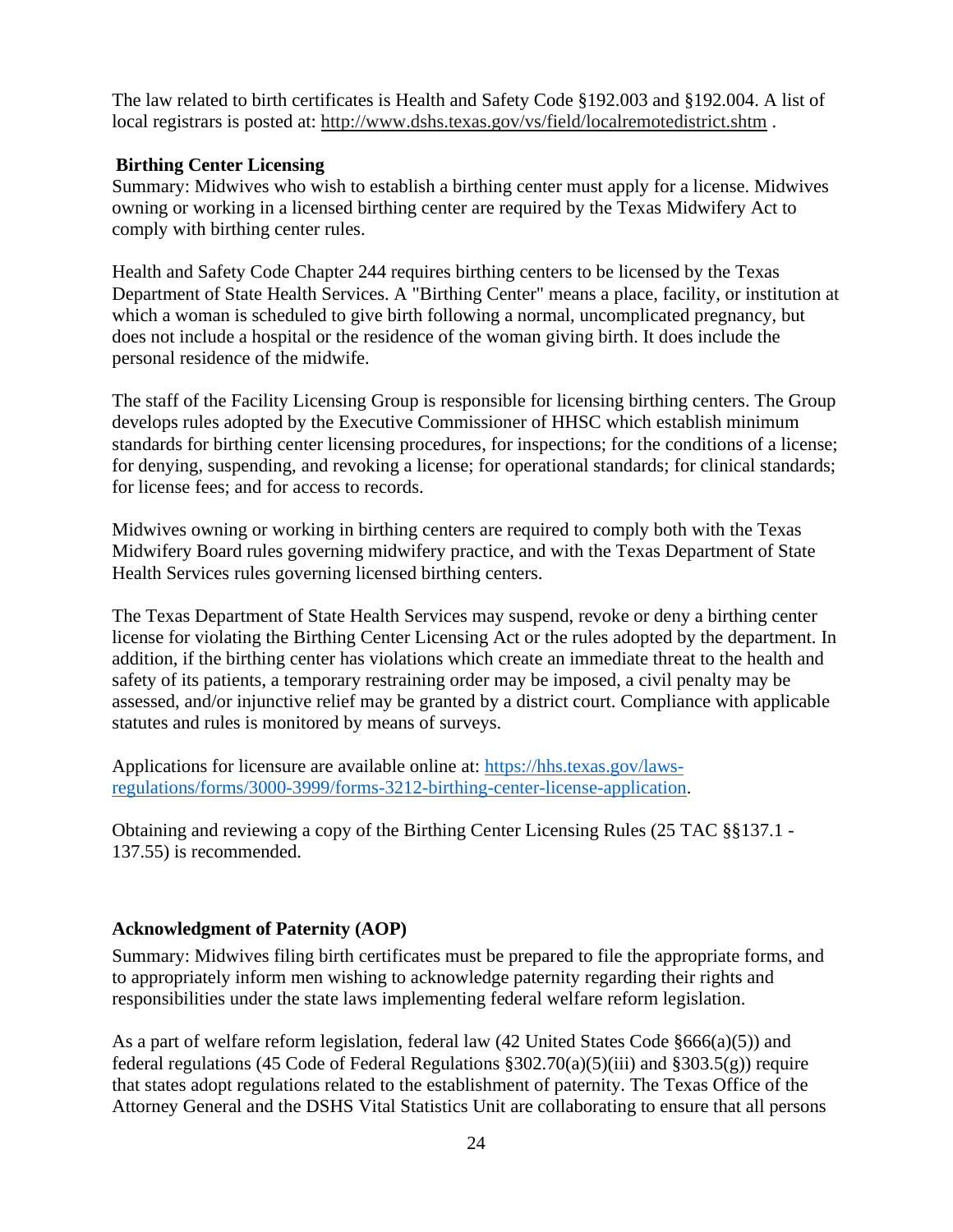The law related to birth certificates is Health and Safety Code §192.003 and §192.004. A list of local registrars is posted at: http://www.dshs.texas.gov/vs/field/localremotedistrict.shtm .

### Birthing Center Licensing

Summary: Midwives who wish to establish a birthing center must apply for a license. Midwives owning or working in a licensed birthing center are required by the Texas Midwifery Act to comply with birthing center rules.

Health and Safety Code Chapter 244 requires birthing centers to be licensed by the Texas Department of State Health Services. A "Birthing Center" means a place, facility, or institution at which a woman is scheduled to give birth following a normal, uncomplicated pregnancy, but does not include a hospital or the residence of the woman giving birth. It does include the personal residence of the midwife.

The staff of the Facility Licensing Group is responsible for licensing birthing centers. The Group develops rules adopted by the Executive Commissioner of HHSC which establish minimum standards for birthing center licensing procedures, for inspections; for the conditions of a license; for denying, suspending, and revoking a license; for operational standards; for clinical standards; for license fees; and for access to records.

Midwives owning or working in birthing centers are required to comply both with the Texas Midwifery Board rules governing midwifery practice, and with the Texas Department of State Health Services rules governing licensed birthing centers.

The Texas Department of State Health Services may suspend, revoke or deny a birthing center license for violating the Birthing Center Licensing Act or the rules adopted by the department. In addition, if the birthing center has violations which create an immediate threat to the health and safety of its patients, a temporary restraining order may be imposed, a civil penalty may be assessed, and/or injunctive relief may be granted by a district court. Compliance with applicable statutes and rules is monitored by means of surveys.

Applications for licensure are available online at: [https://hhs.texas.gov/laws-regulations/forms/3000-3999/forms-3212-birthing-center-license-application](https://hhs.texas.gov/laws-regulations/forms/3000-3999/forms-3212-birthing-center-license-application).

Obtaining and reviewing a copy of the Birthing Center Licensing Rules (25 TAC §§137.1 - 137.55) is recommended.

### Acknowledgment of Paternity (AOP)

Summary: Midwives filing birth certificates must be prepared to file the appropriate forms, and to appropriately inform men wishing to acknowledge paternity regarding their rights and responsibilities under the state laws implementing federal welfare reform legislation.

As a part of welfare reform legislation, federal law (42 United States Code §666(a)(5)) and federal regulations (45 Code of Federal Regulations §302.70(a)(5)(iii) and §303.5(g)) require that states adopt regulations related to the establishment of paternity. The Texas Office of the Attorney General and the DSHS Vital Statistics Unit are collaborating to ensure that all persons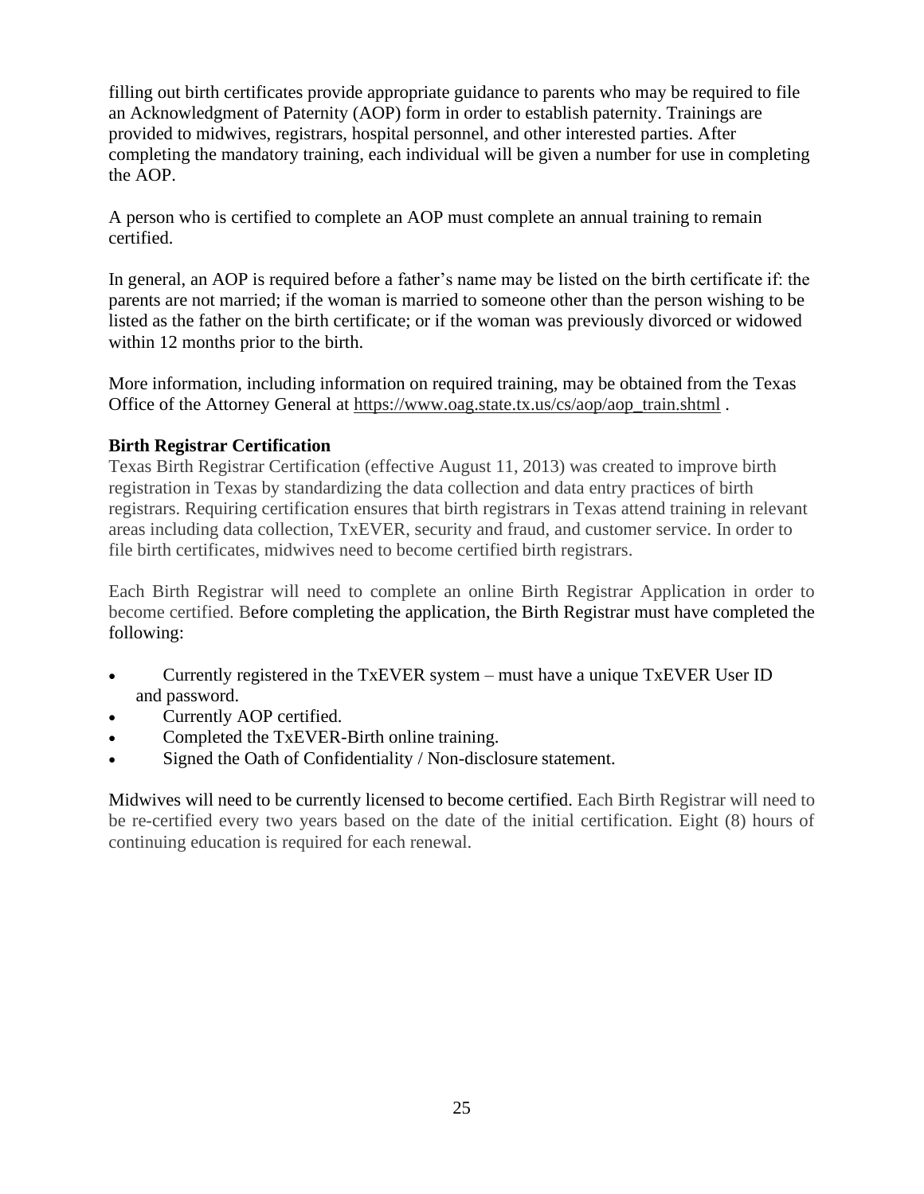filling out birth certificates provide appropriate guidance to parents who may be required to file an Acknowledgment of Paternity (AOP) form in order to establish paternity. Trainings are provided to midwives, registrars, hospital personnel, and other interested parties. After completing the mandatory training, each individual will be given a number for use in completing the AOP.

A person who is certified to complete an AOP must complete an annual training to remain certified.

In general, an AOP is required before a father's name may be listed on the birth certificate if: the parents are not married; if the woman is married to someone other than the person wishing to be listed as the father on the birth certificate; or if the woman was previously divorced or widowed within 12 months prior to the birth.

More information, including information on required training, may be obtained from the Texas Office of the Attorney General at https://www.oag.state.tx.us/cs/aop/aop_train.shtml .

**Birth Registrar Certification**

Texas Birth Registrar Certification (effective August 11, 2013) was created to improve birth registration in Texas by standardizing the data collection and data entry practices of birth registrars. Requiring certification ensures that birth registrars in Texas attend training in relevant areas including data collection, TxEVER, security and fraud, and customer service. In order to file birth certificates, midwives need to become certified birth registrars.

Each Birth Registrar will need to complete an online Birth Registrar Application in order to become certified. Before completing the application, the Birth Registrar must have completed the following:

- Currently registered in the TxEVER system – must have a unique TxEVER User ID and password.
- Currently AOP certified.
- Completed the TxEVER-Birth online training.
- Signed the Oath of Confidentiality / Non-disclosure statement.

Midwives will need to be currently licensed to become certified. Each Birth Registrar will need to be re-certified every two years based on the date of the initial certification. Eight (8) hours of continuing education is required for each renewal.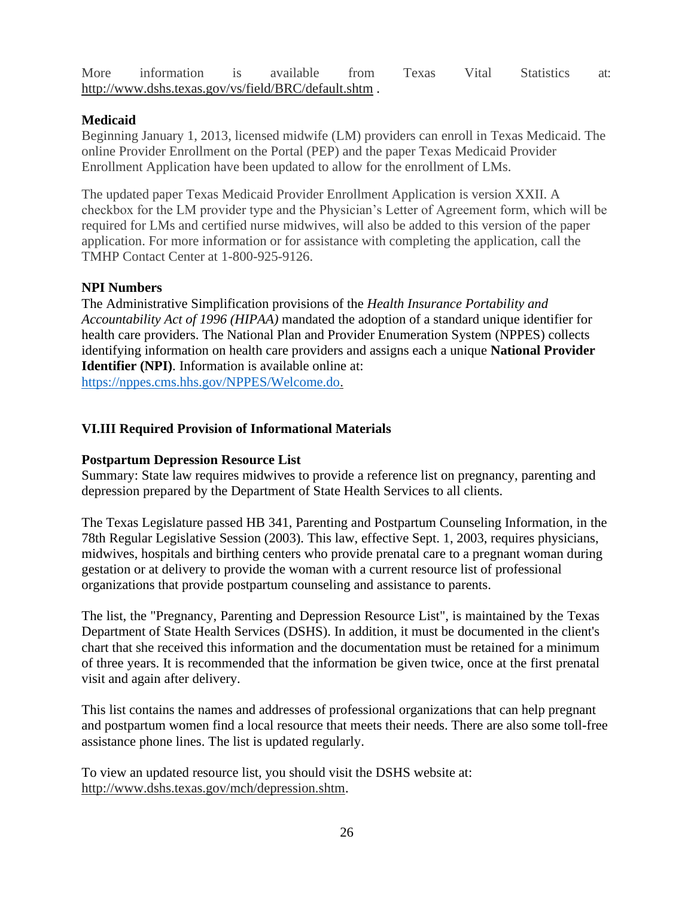More information is available from Texas Vital Statistics at: http://www.dshs.texas.gov/vs/field/BRC/default.shtm .

**Medicaid**

Beginning January 1, 2013, licensed midwife (LM) providers can enroll in Texas Medicaid. The online Provider Enrollment on the Portal (PEP) and the paper Texas Medicaid Provider Enrollment Application have been updated to allow for the enrollment of LMs.

The updated paper Texas Medicaid Provider Enrollment Application is version XXII. A checkbox for the LM provider type and the Physician's Letter of Agreement form, which will be required for LMs and certified nurse midwives, will also be added to this version of the paper application. For more information or for assistance with completing the application, call the TMHP Contact Center at 1-800-925-9126.

**NPI Numbers**

The Administrative Simplification provisions of the *Health Insurance Portability and Accountability Act of 1996 (HIPAA)* mandated the adoption of a standard unique identifier for health care providers. The National Plan and Provider Enumeration System (NPPES) collects identifying information on health care providers and assigns each a unique **National Provider Identifier (NPI)**. Information is available online at: https://nppes.cms.hhs.gov/NPPES/Welcome.do.

### VI.III Required Provision of Informational Materials

**Postpartum Depression Resource List**

Summary: State law requires midwives to provide a reference list on pregnancy, parenting and depression prepared by the Department of State Health Services to all clients.

The Texas Legislature passed HB 341, Parenting and Postpartum Counseling Information, in the 78th Regular Legislative Session (2003). This law, effective Sept. 1, 2003, requires physicians, midwives, hospitals and birthing centers who provide prenatal care to a pregnant woman during gestation or at delivery to provide the woman with a current resource list of professional organizations that provide postpartum counseling and assistance to parents.

The list, the "Pregnancy, Parenting and Depression Resource List", is maintained by the Texas Department of State Health Services (DSHS). In addition, it must be documented in the client's chart that she received this information and the documentation must be retained for a minimum of three years. It is recommended that the information be given twice, once at the first prenatal visit and again after delivery.

This list contains the names and addresses of professional organizations that can help pregnant and postpartum women find a local resource that meets their needs. There are also some toll-free assistance phone lines. The list is updated regularly.

To view an updated resource list, you should visit the DSHS website at: http://www.dshs.texas.gov/mch/depression.shtm.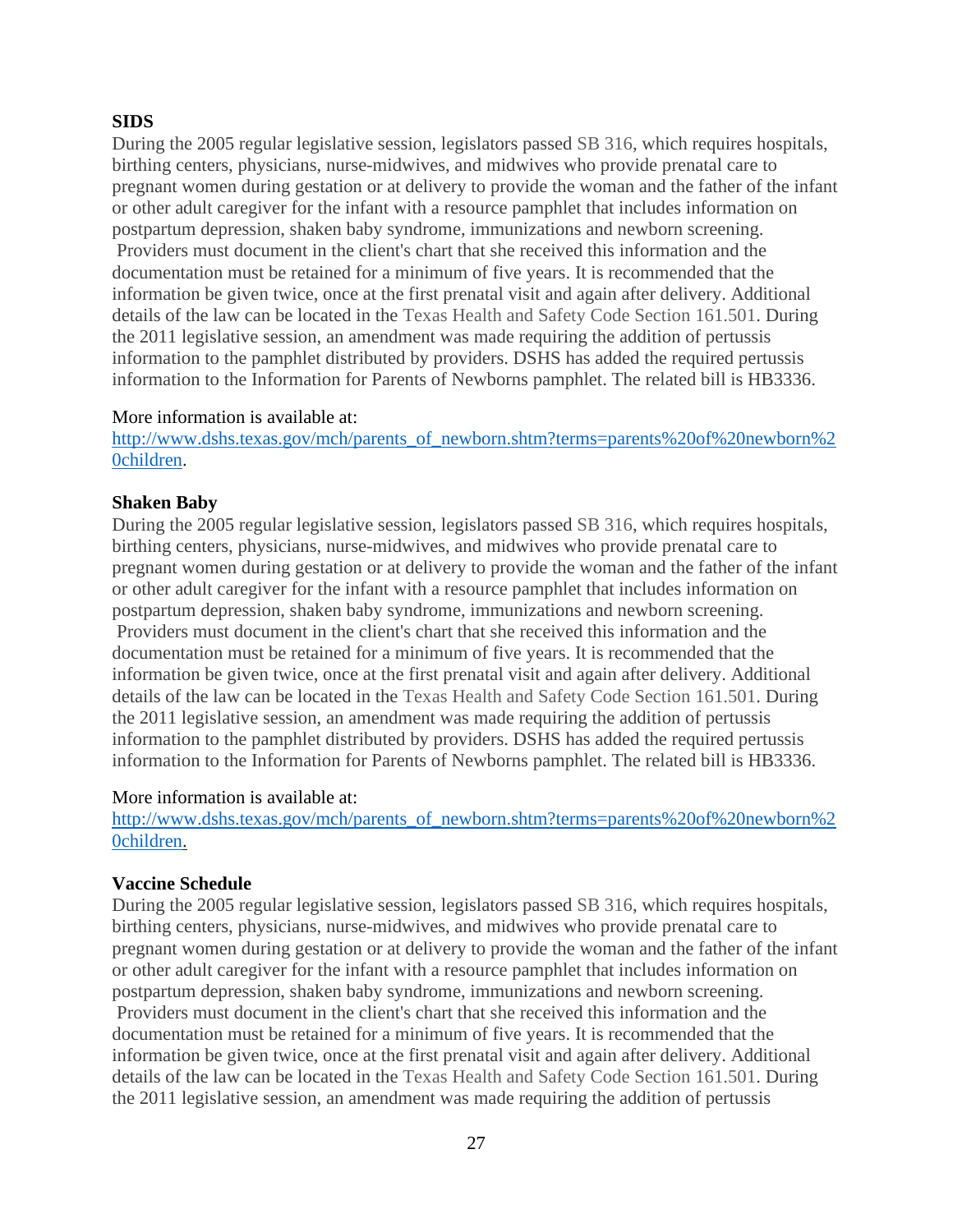**SIDS**

During the 2005 regular legislative session, legislators passed SB 316, which requires hospitals, birthing centers, physicians, nurse-midwives, and midwives who provide prenatal care to pregnant women during gestation or at delivery to provide the woman and the father of the infant or other adult caregiver for the infant with a resource pamphlet that includes information on postpartum depression, shaken baby syndrome, immunizations and newborn screening. Providers must document in the client's chart that she received this information and the documentation must be retained for a minimum of five years. It is recommended that the information be given twice, once at the first prenatal visit and again after delivery. Additional details of the law can be located in the Texas Health and Safety Code Section 161.501. During the 2011 legislative session, an amendment was made requiring the addition of pertussis information to the pamphlet distributed by providers. DSHS has added the required pertussis information to the Information for Parents of Newborns pamphlet. The related bill is HB3336.

More information is available at:
[http://www.dshs.texas.gov/mch/parents_of_newborn.shtm?terms=parents%20of%20newborn%20children](http://www.dshs.texas.gov/mch/parents_of_newborn.shtm?terms=parents%20of%20newborn%20children).

**Shaken Baby**

During the 2005 regular legislative session, legislators passed SB 316, which requires hospitals, birthing centers, physicians, nurse-midwives, and midwives who provide prenatal care to pregnant women during gestation or at delivery to provide the woman and the father of the infant or other adult caregiver for the infant with a resource pamphlet that includes information on postpartum depression, shaken baby syndrome, immunizations and newborn screening. Providers must document in the client's chart that she received this information and the documentation must be retained for a minimum of five years. It is recommended that the information be given twice, once at the first prenatal visit and again after delivery. Additional details of the law can be located in the Texas Health and Safety Code Section 161.501. During the 2011 legislative session, an amendment was made requiring the addition of pertussis information to the pamphlet distributed by providers. DSHS has added the required pertussis information to the Information for Parents of Newborns pamphlet. The related bill is HB3336.

More information is available at:
[http://www.dshs.texas.gov/mch/parents_of_newborn.shtm?terms=parents%20of%20newborn%20children](http://www.dshs.texas.gov/mch/parents_of_newborn.shtm?terms=parents%20of%20newborn%20children).

**Vaccine Schedule**

During the 2005 regular legislative session, legislators passed SB 316, which requires hospitals, birthing centers, physicians, nurse-midwives, and midwives who provide prenatal care to pregnant women during gestation or at delivery to provide the woman and the father of the infant or other adult caregiver for the infant with a resource pamphlet that includes information on postpartum depression, shaken baby syndrome, immunizations and newborn screening. Providers must document in the client's chart that she received this information and the documentation must be retained for a minimum of five years. It is recommended that the information be given twice, once at the first prenatal visit and again after delivery. Additional details of the law can be located in the Texas Health and Safety Code Section 161.501. During the 2011 legislative session, an amendment was made requiring the addition of pertussis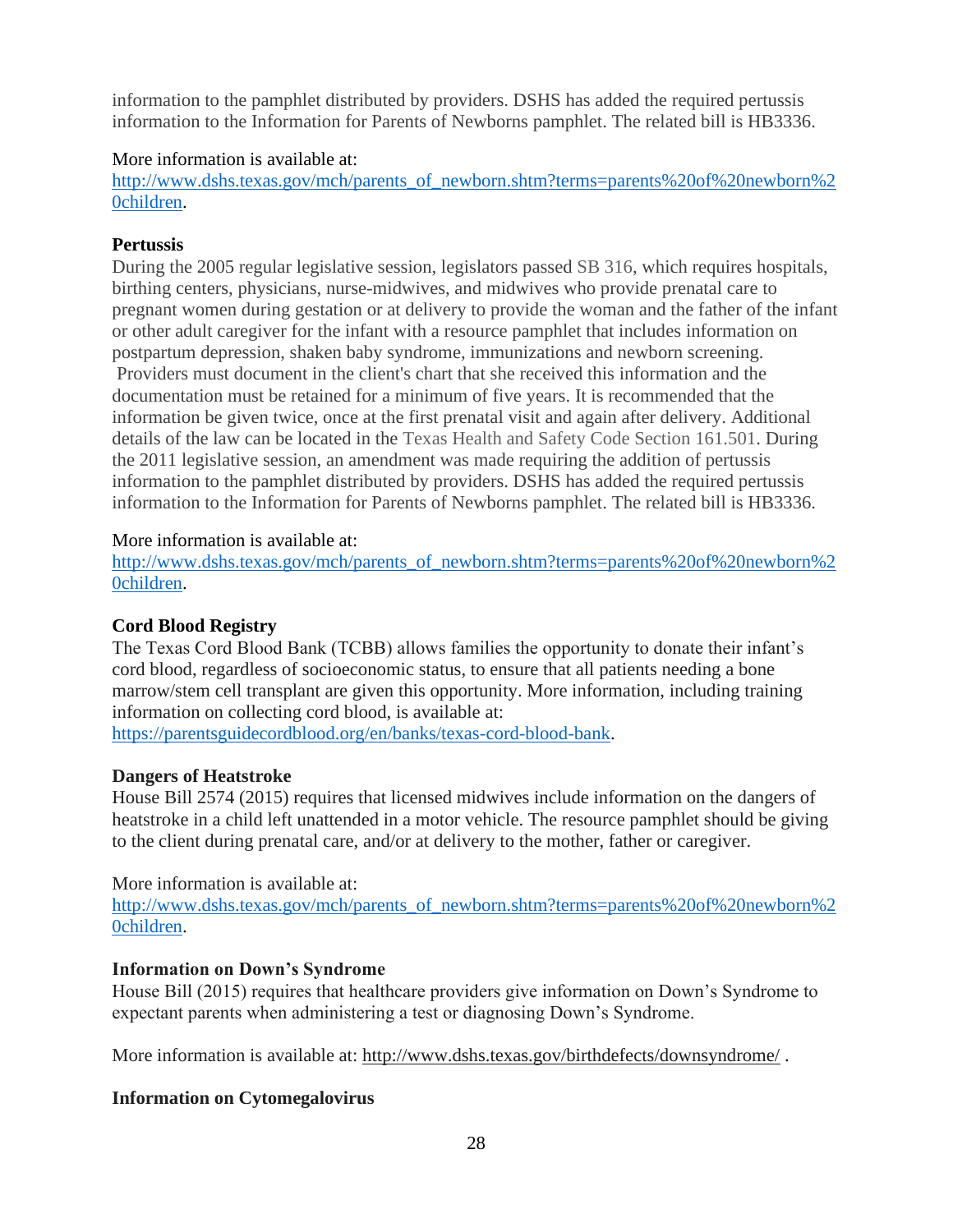information to the pamphlet distributed by providers. DSHS has added the required pertussis information to the Information for Parents of Newborns pamphlet. The related bill is HB3336.

More information is available at:
[http://www.dshs.texas.gov/mch/parents_of_newborn.shtm?terms=parents%20of%20newborn%20children](http://www.dshs.texas.gov/mch/parents_of_newborn.shtm?terms=parents%20of%20newborn%20children).

**Pertussis**

During the 2005 regular legislative session, legislators passed SB 316, which requires hospitals, birthing centers, physicians, nurse-midwives, and midwives who provide prenatal care to pregnant women during gestation or at delivery to provide the woman and the father of the infant or other adult caregiver for the infant with a resource pamphlet that includes information on postpartum depression, shaken baby syndrome, immunizations and newborn screening. Providers must document in the client's chart that she received this information and the documentation must be retained for a minimum of five years. It is recommended that the information be given twice, once at the first prenatal visit and again after delivery. Additional details of the law can be located in the Texas Health and Safety Code Section 161.501. During the 2011 legislative session, an amendment was made requiring the addition of pertussis information to the pamphlet distributed by providers. DSHS has added the required pertussis information to the Information for Parents of Newborns pamphlet. The related bill is HB3336.

More information is available at:
[http://www.dshs.texas.gov/mch/parents_of_newborn.shtm?terms=parents%20of%20newborn%20children](http://www.dshs.texas.gov/mch/parents_of_newborn.shtm?terms=parents%20of%20newborn%20children).

**Cord Blood Registry**

The Texas Cord Blood Bank (TCBB) allows families the opportunity to donate their infant's cord blood, regardless of socioeconomic status, to ensure that all patients needing a bone marrow/stem cell transplant are given this opportunity. More information, including training information on collecting cord blood, is available at:
[https://parentsguidecordblood.org/en/banks/texas-cord-blood-bank](https://parentsguidecordblood.org/en/banks/texas-cord-blood-bank).

**Dangers of Heatstroke**

House Bill 2574 (2015) requires that licensed midwives include information on the dangers of heatstroke in a child left unattended in a motor vehicle. The resource pamphlet should be giving to the client during prenatal care, and/or at delivery to the mother, father or caregiver.

More information is available at:
[http://www.dshs.texas.gov/mch/parents_of_newborn.shtm?terms=parents%20of%20newborn%20children](http://www.dshs.texas.gov/mch/parents_of_newborn.shtm?terms=parents%20of%20newborn%20children).

**Information on Down's Syndrome**

House Bill (2015) requires that healthcare providers give information on Down's Syndrome to expectant parents when administering a test or diagnosing Down's Syndrome.

More information is available at: [http://www.dshs.texas.gov/birthdefects/downsyndrome/](http://www.dshs.texas.gov/birthdefects/downsyndrome/) .

**Information on Cytomegalovirus**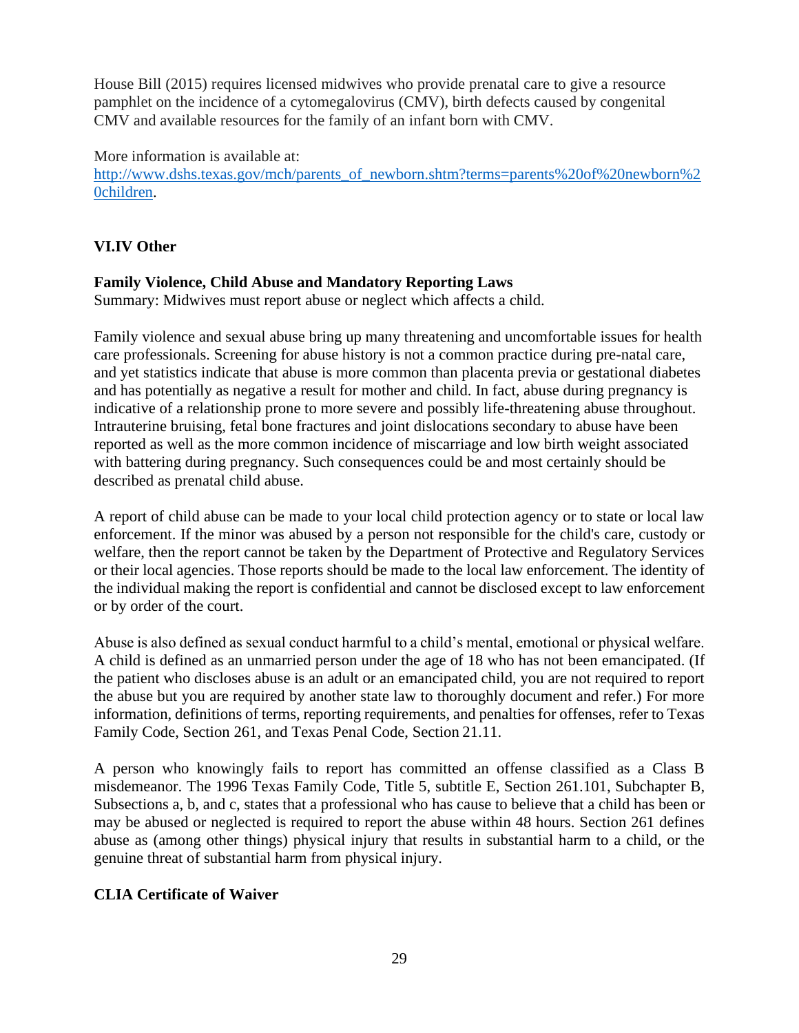House Bill (2015) requires licensed midwives who provide prenatal care to give a resource pamphlet on the incidence of a cytomegalovirus (CMV), birth defects caused by congenital CMV and available resources for the family of an infant born with CMV.

More information is available at: [http://www.dshs.texas.gov/mch/parents_of_newborn.shtm?terms=parents%20of%20newborn%20children](http://www.dshs.texas.gov/mch/parents_of_newborn.shtm?terms=parents%20of%20newborn%20children).

## VI.IV Other

### Family Violence, Child Abuse and Mandatory Reporting Laws

Summary: Midwives must report abuse or neglect which affects a child.

Family violence and sexual abuse bring up many threatening and uncomfortable issues for health care professionals. Screening for abuse history is not a common practice during pre-natal care, and yet statistics indicate that abuse is more common than placenta previa or gestational diabetes and has potentially as negative a result for mother and child. In fact, abuse during pregnancy is indicative of a relationship prone to more severe and possibly life-threatening abuse throughout. Intrauterine bruising, fetal bone fractures and joint dislocations secondary to abuse have been reported as well as the more common incidence of miscarriage and low birth weight associated with battering during pregnancy. Such consequences could be and most certainly should be described as prenatal child abuse.

A report of child abuse can be made to your local child protection agency or to state or local law enforcement. If the minor was abused by a person not responsible for the child's care, custody or welfare, then the report cannot be taken by the Department of Protective and Regulatory Services or their local agencies. Those reports should be made to the local law enforcement. The identity of the individual making the report is confidential and cannot be disclosed except to law enforcement or by order of the court.

Abuse is also defined as sexual conduct harmful to a child's mental, emotional or physical welfare. A child is defined as an unmarried person under the age of 18 who has not been emancipated. (If the patient who discloses abuse is an adult or an emancipated child, you are not required to report the abuse but you are required by another state law to thoroughly document and refer.) For more information, definitions of terms, reporting requirements, and penalties for offenses, refer to Texas Family Code, Section 261, and Texas Penal Code, Section 21.11.

A person who knowingly fails to report has committed an offense classified as a Class B misdemeanor. The 1996 Texas Family Code, Title 5, subtitle E, Section 261.101, Subchapter B, Subsections a, b, and c, states that a professional who has cause to believe that a child has been or may be abused or neglected is required to report the abuse within 48 hours. Section 261 defines abuse as (among other things) physical injury that results in substantial harm to a child, or the genuine threat of substantial harm from physical injury.

### CLIA Certificate of Waiver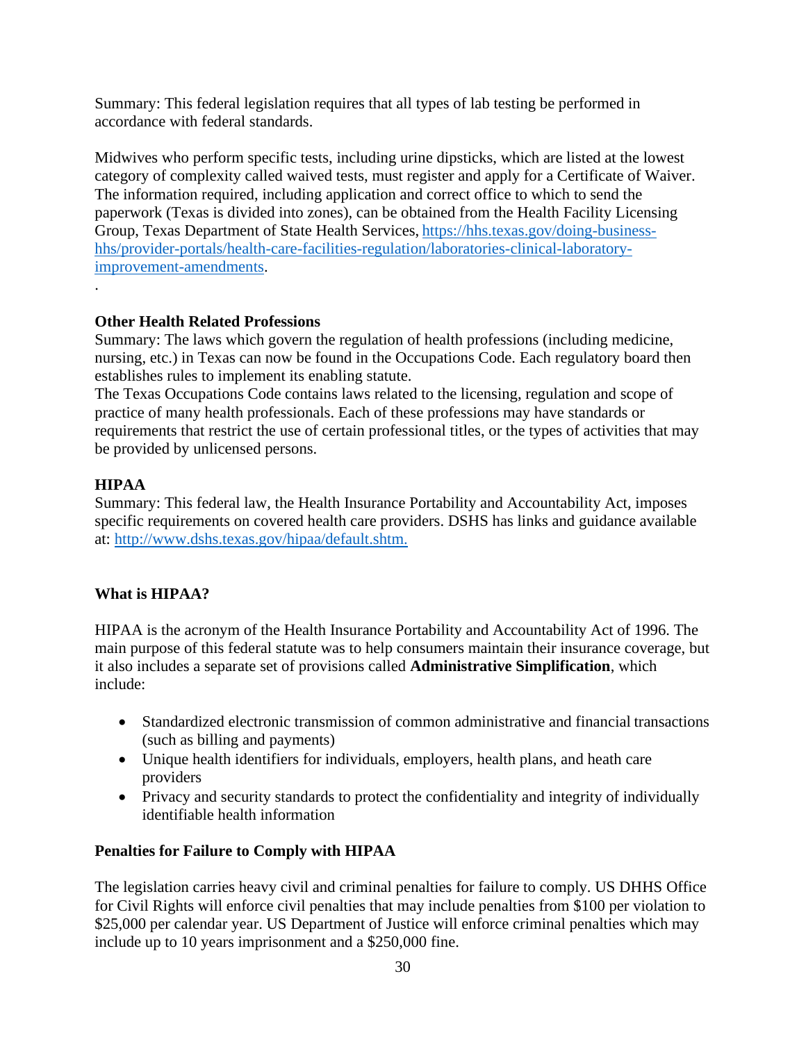Summary: This federal legislation requires that all types of lab testing be performed in accordance with federal standards.

Midwives who perform specific tests, including urine dipsticks, which are listed at the lowest category of complexity called waived tests, must register and apply for a Certificate of Waiver. The information required, including application and correct office to which to send the paperwork (Texas is divided into zones), can be obtained from the Health Facility Licensing Group, Texas Department of State Health Services, [https://hhs.texas.gov/doing-business-hhs/provider-portals/health-care-facilities-regulation/laboratories-clinical-laboratory-improvement-amendments](https://hhs.texas.gov/doing-business-hhs/provider-portals/health-care-facilities-regulation/laboratories-clinical-laboratory-improvement-amendments).

.

**Other Health Related Professions**

Summary: The laws which govern the regulation of health professions (including medicine, nursing, etc.) in Texas can now be found in the Occupations Code. Each regulatory board then establishes rules to implement its enabling statute.

The Texas Occupations Code contains laws related to the licensing, regulation and scope of practice of many health professionals. Each of these professions may have standards or requirements that restrict the use of certain professional titles, or the types of activities that may be provided by unlicensed persons.

**HIPAA**

Summary: This federal law, the Health Insurance Portability and Accountability Act, imposes specific requirements on covered health care providers. DSHS has links and guidance available at: [http://www.dshs.texas.gov/hipaa/default.shtm.](http://www.dshs.texas.gov/hipaa/default.shtm)

**What is HIPAA?**

HIPAA is the acronym of the Health Insurance Portability and Accountability Act of 1996. The main purpose of this federal statute was to help consumers maintain their insurance coverage, but it also includes a separate set of provisions called **Administrative Simplification**, which include:

- Standardized electronic transmission of common administrative and financial transactions (such as billing and payments)
- Unique health identifiers for individuals, employers, health plans, and heath care providers
- Privacy and security standards to protect the confidentiality and integrity of individually identifiable health information

**Penalties for Failure to Comply with HIPAA**

The legislation carries heavy civil and criminal penalties for failure to comply. US DHHS Office for Civil Rights will enforce civil penalties that may include penalties from $100 per violation to $25,000 per calendar year. US Department of Justice will enforce criminal penalties which may include up to 10 years imprisonment and a $250,000 fine.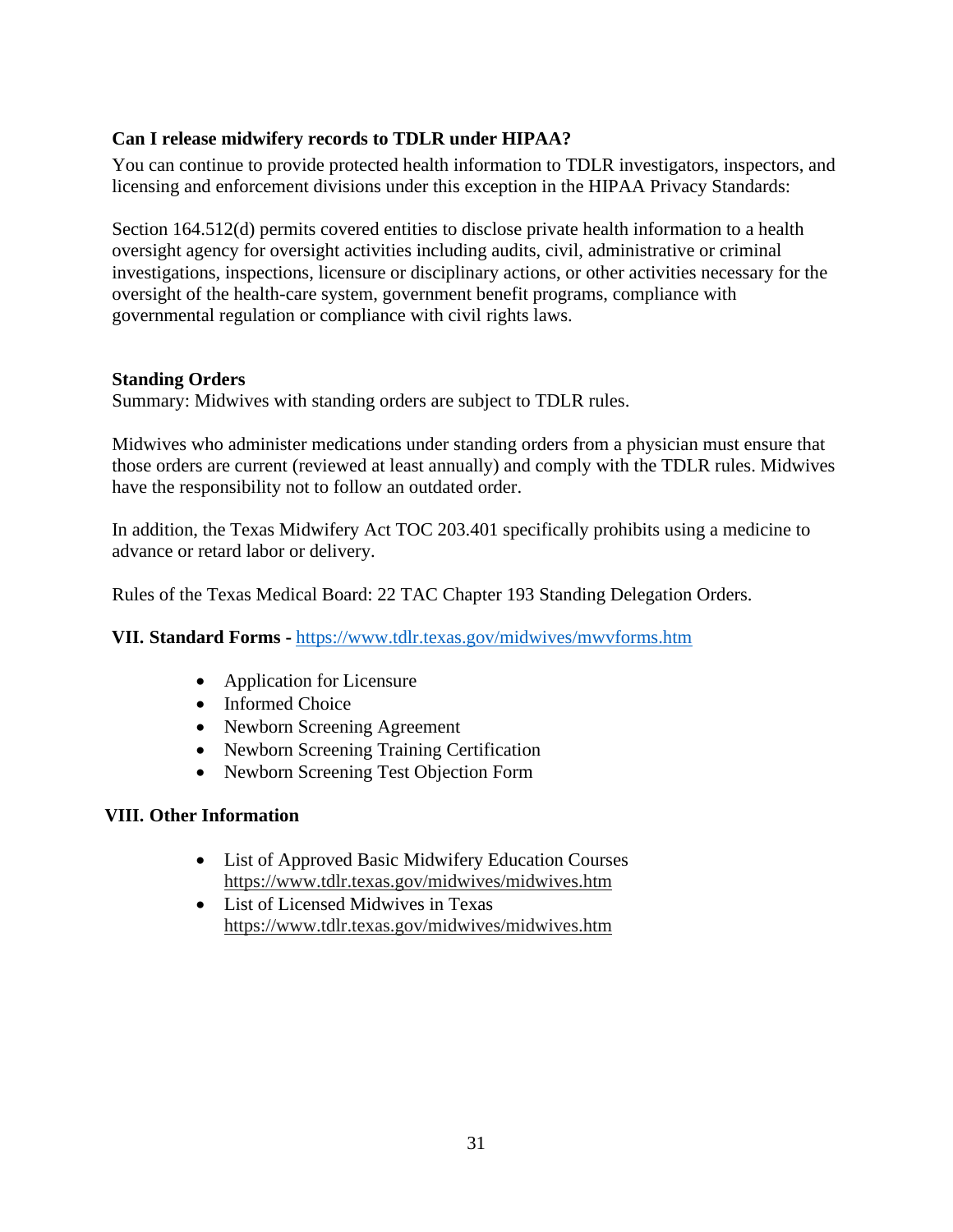**Can I release midwifery records to TDLR under HIPAA?**

You can continue to provide protected health information to TDLR investigators, inspectors, and licensing and enforcement divisions under this exception in the HIPAA Privacy Standards:

Section 164.512(d) permits covered entities to disclose private health information to a health oversight agency for oversight activities including audits, civil, administrative or criminal investigations, inspections, licensure or disciplinary actions, or other activities necessary for the oversight of the health-care system, government benefit programs, compliance with governmental regulation or compliance with civil rights laws.

**Standing Orders**

Summary: Midwives with standing orders are subject to TDLR rules.

Midwives who administer medications under standing orders from a physician must ensure that those orders are current (reviewed at least annually) and comply with the TDLR rules. Midwives have the responsibility not to follow an outdated order.

In addition, the Texas Midwifery Act TOC 203.401 specifically prohibits using a medicine to advance or retard labor or delivery.

Rules of the Texas Medical Board: 22 TAC Chapter 193 Standing Delegation Orders.

## VII. Standard Forms - https://www.tdlr.texas.gov/midwives/mwvforms.htm

- Application for Licensure
- Informed Choice
- Newborn Screening Agreement
- Newborn Screening Training Certification
- Newborn Screening Test Objection Form

## VIII. Other Information

- List of Approved Basic Midwifery Education Courses
  https://www.tdlr.texas.gov/midwives/midwives.htm
- List of Licensed Midwives in Texas
  https://www.tdlr.texas.gov/midwives/midwives.htm